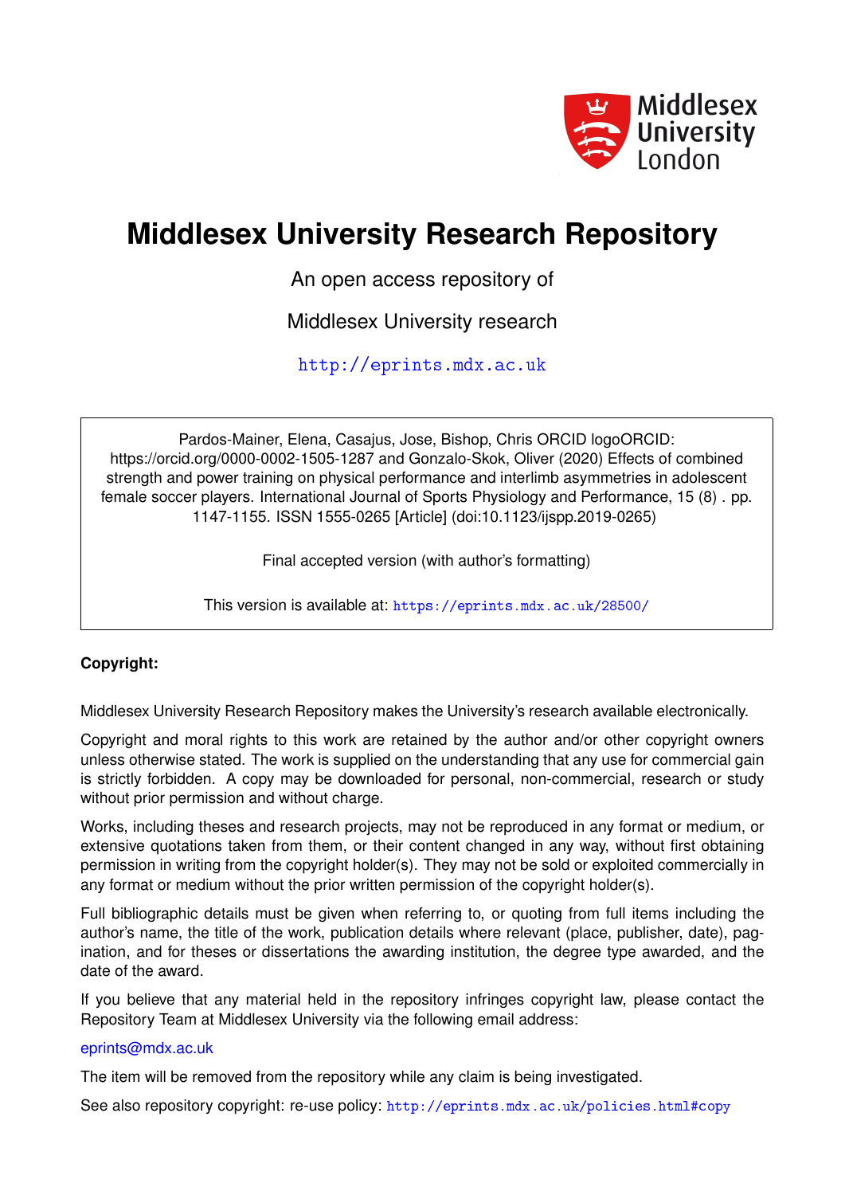Middlesex University London

# Middlesex University Research Repository

An open access repository of

Middlesex University research

http://eprints.mdx.ac.uk

Pardos-Mainer, Elena, Casajus, Jose, Bishop, Chris ORCID logoORCID: https://orcid.org/0000-0002-1505-1287 and Gonzalo-Skok, Oliver (2020) Effects of combined strength and power training on physical performance and interlimb asymmetries in adolescent female soccer players. International Journal of Sports Physiology and Performance, 15 (8) . pp. 1147-1155. ISSN 1555-0265 [Article] (doi:10.1123/ijspp.2019-0265)

Final accepted version (with author's formatting)

This version is available at: https://eprints.mdx.ac.uk/28500/

**Copyright:**

Middlesex University Research Repository makes the University's research available electronically.

Copyright and moral rights to this work are retained by the author and/or other copyright owners unless otherwise stated. The work is supplied on the understanding that any use for commercial gain is strictly forbidden. A copy may be downloaded for personal, non-commercial, research or study without prior permission and without charge.

Works, including theses and research projects, may not be reproduced in any format or medium, or extensive quotations taken from them, or their content changed in any way, without first obtaining permission in writing from the copyright holder(s). They may not be sold or exploited commercially in any format or medium without the prior written permission of the copyright holder(s).

Full bibliographic details must be given when referring to, or quoting from full items including the author's name, the title of the work, publication details where relevant (place, publisher, date), pagination, and for theses or dissertations the awarding institution, the degree type awarded, and the date of the award.

If you believe that any material held in the repository infringes copyright law, please contact the Repository Team at Middlesex University via the following email address:

eprints@mdx.ac.uk

The item will be removed from the repository while any claim is being investigated.

See also repository copyright: re-use policy: http://eprints.mdx.ac.uk/policies.html#copy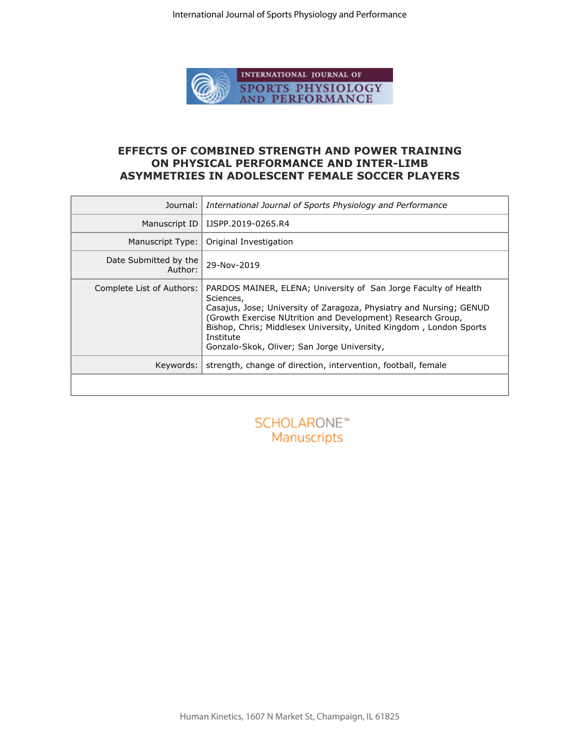# EFFECTS OF COMBINED STRENGTH AND POWER TRAINING ON PHYSICAL PERFORMANCE AND INTER-LIMB ASYMMETRIES IN ADOLESCENT FEMALE SOCCER PLAYERS

| | |
|---|---|
| Journal: | *International Journal of Sports Physiology and Performance* |
| Manuscript ID | IJSPP.2019-0265.R4 |
| Manuscript Type: | Original Investigation |
| Date Submitted by the Author: | 29-Nov-2019 |
| Complete List of Authors: | PARDOS MAINER, ELENA; University of San Jorge Faculty of Health Sciences,<br>Casajus, Jose; University of Zaragoza, Physiatry and Nursing; GENUD (Growth Exercise NUtrition and Development) Research Group,<br>Bishop, Chris; Middlesex University, United Kingdom , London Sports Institute<br>Gonzalo-Skok, Oliver; San Jorge University, |
| Keywords: | strength, change of direction, intervention, football, female |

SCHOLARONE™ Manuscripts

Human Kinetics, 1607 N Market St, Champaign, IL 61825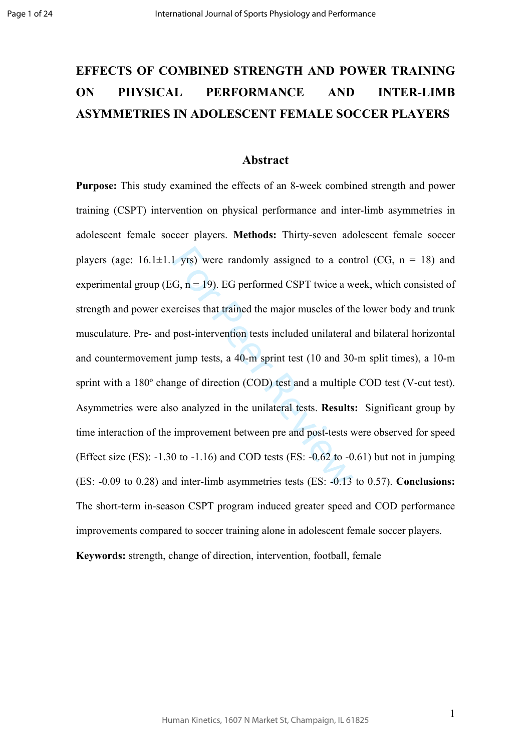# EFFECTS OF COMBINED STRENGTH AND POWER TRAINING ON PHYSICAL PERFORMANCE AND INTER-LIMB ASYMMETRIES IN ADOLESCENT FEMALE SOCCER PLAYERS

## Abstract

**Purpose:** This study examined the effects of an 8-week combined strength and power training (CSPT) intervention on physical performance and inter-limb asymmetries in adolescent female soccer players. **Methods:** Thirty-seven adolescent female soccer players (age: 16.1±1.1 yrs) were randomly assigned to a control (CG, n = 18) and experimental group (EG, n = 19). EG performed CSPT twice a week, which consisted of strength and power exercises that trained the major muscles of the lower body and trunk musculature. Pre- and post-intervention tests included unilateral and bilateral horizontal and countermovement jump tests, a 40-m sprint test (10 and 30-m split times), a 10-m sprint with a 180º change of direction (COD) test and a multiple COD test (V-cut test). Asymmetries were also analyzed in the unilateral tests. **Results:** Significant group by time interaction of the improvement between pre and post-tests were observed for speed (Effect size (ES): -1.30 to -1.16) and COD tests (ES: -0.62 to -0.61) but not in jumping (ES: -0.09 to 0.28) and inter-limb asymmetries tests (ES: -0.13 to 0.57). **Conclusions:** The short-term in-season CSPT program induced greater speed and COD performance improvements compared to soccer training alone in adolescent female soccer players.

**Keywords:** strength, change of direction, intervention, football, female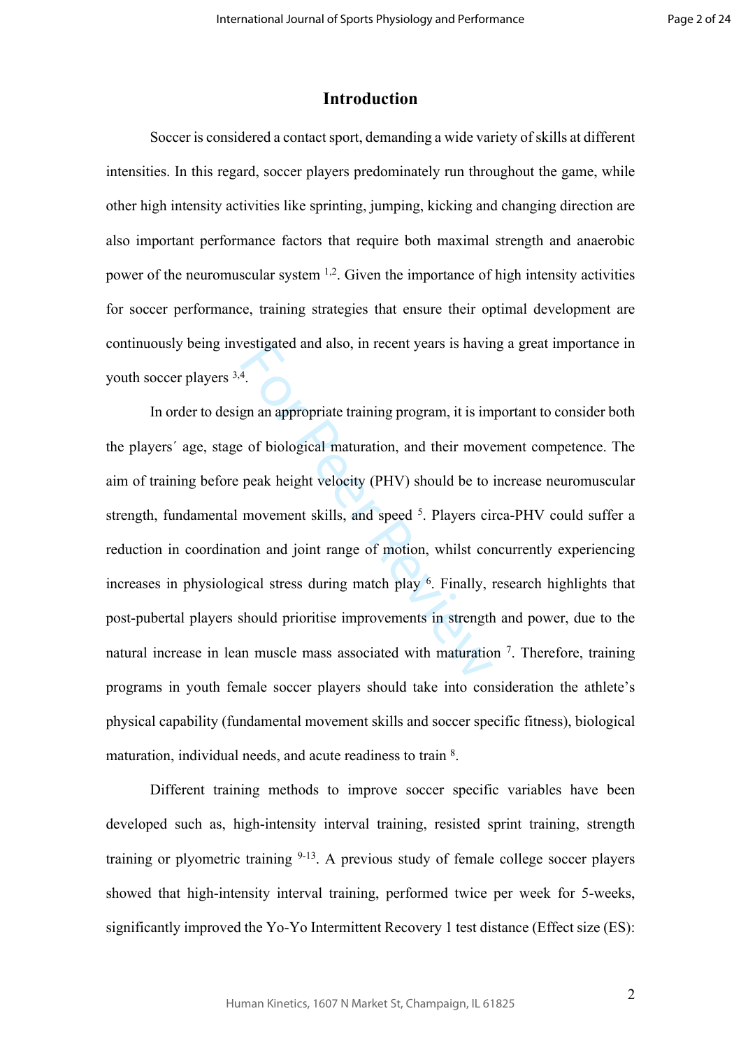# Introduction

Soccer is considered a contact sport, demanding a wide variety of skills at different intensities. In this regard, soccer players predominately run throughout the game, while other high intensity activities like sprinting, jumping, kicking and changing direction are also important performance factors that require both maximal strength and anaerobic power of the neuromuscular system [1,2]. Given the importance of high intensity activities for soccer performance, training strategies that ensure their optimal development are continuously being investigated and also, in recent years is having a great importance in youth soccer players [3,4].

In order to design an appropriate training program, it is important to consider both the players´ age, stage of biological maturation, and their movement competence. The aim of training before peak height velocity (PHV) should be to increase neuromuscular strength, fundamental movement skills, and speed [5]. Players circa-PHV could suffer a reduction in coordination and joint range of motion, whilst concurrently experiencing increases in physiological stress during match play [6]. Finally, research highlights that post-pubertal players should prioritise improvements in strength and power, due to the natural increase in lean muscle mass associated with maturation [7]. Therefore, training programs in youth female soccer players should take into consideration the athlete's physical capability (fundamental movement skills and soccer specific fitness), biological maturation, individual needs, and acute readiness to train [8].

Different training methods to improve soccer specific variables have been developed such as, high-intensity interval training, resisted sprint training, strength training or plyometric training [9-13]. A previous study of female college soccer players showed that high-intensity interval training, performed twice per week for 5-weeks, significantly improved the Yo-Yo Intermittent Recovery 1 test distance (Effect size (ES):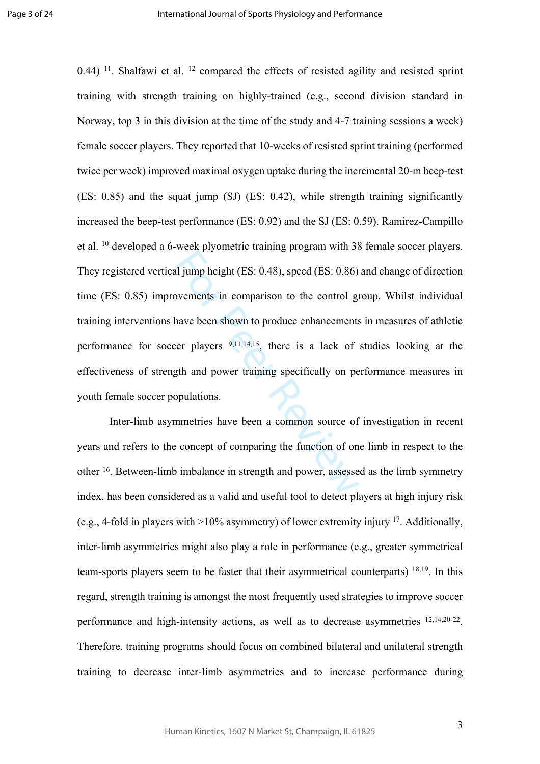0.44) [11]. Shalfawi et al. [12] compared the effects of resisted agility and resisted sprint training with strength training on highly-trained (e.g., second division standard in Norway, top 3 in this division at the time of the study and 4-7 training sessions a week) female soccer players. They reported that 10-weeks of resisted sprint training (performed twice per week) improved maximal oxygen uptake during the incremental 20-m beep-test (ES: 0.85) and the squat jump (SJ) (ES: 0.42), while strength training significantly increased the beep-test performance (ES: 0.92) and the SJ (ES: 0.59). Ramirez-Campillo et al. [10] developed a 6-week plyometric training program with 38 female soccer players. They registered vertical jump height (ES: 0.48), speed (ES: 0.86) and change of direction time (ES: 0.85) improvements in comparison to the control group. Whilst individual training interventions have been shown to produce enhancements in measures of athletic performance for soccer players [9,11,14,15], there is a lack of studies looking at the effectiveness of strength and power training specifically on performance measures in youth female soccer populations.

Inter-limb asymmetries have been a common source of investigation in recent years and refers to the concept of comparing the function of one limb in respect to the other [16]. Between-limb imbalance in strength and power, assessed as the limb symmetry index, has been considered as a valid and useful tool to detect players at high injury risk (e.g., 4-fold in players with >10% asymmetry) of lower extremity injury [17]. Additionally, inter-limb asymmetries might also play a role in performance (e.g., greater symmetrical team-sports players seem to be faster that their asymmetrical counterparts) [18,19]. In this regard, strength training is amongst the most frequently used strategies to improve soccer performance and high-intensity actions, as well as to decrease asymmetries [12,14,20-22]. Therefore, training programs should focus on combined bilateral and unilateral strength training to decrease inter-limb asymmetries and to increase performance during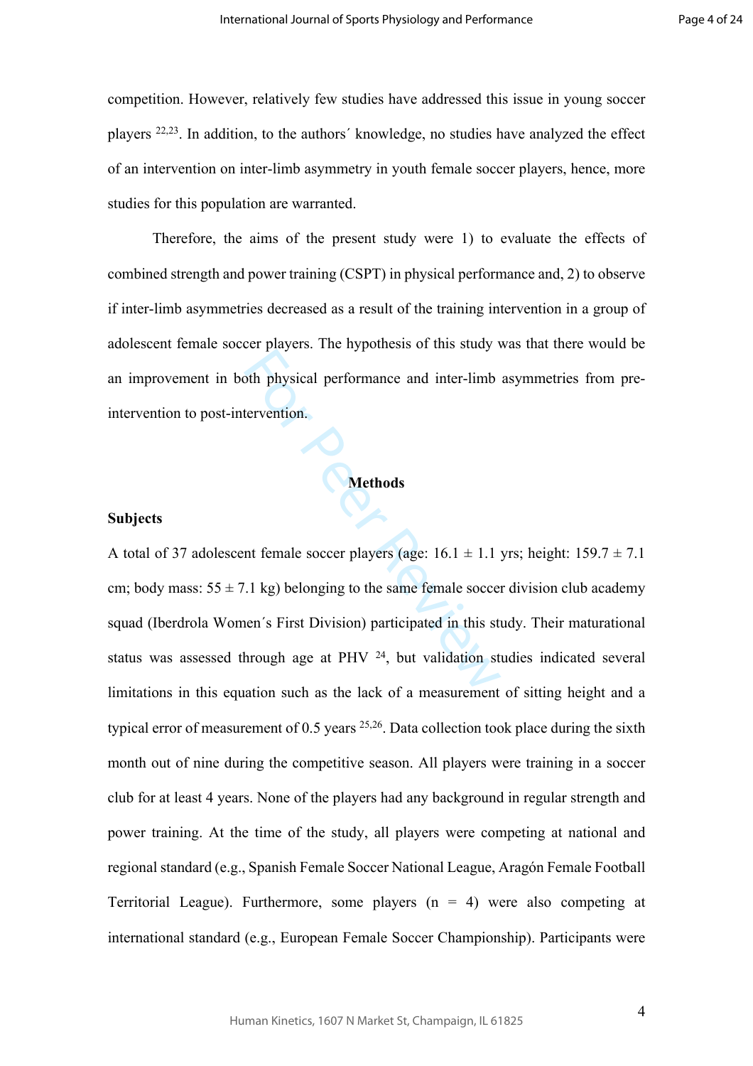competition. However, relatively few studies have addressed this issue in young soccer players [22,23]. In addition, to the authors´ knowledge, no studies have analyzed the effect of an intervention on inter-limb asymmetry in youth female soccer players, hence, more studies for this population are warranted.

Therefore, the aims of the present study were 1) to evaluate the effects of combined strength and power training (CSPT) in physical performance and, 2) to observe if inter-limb asymmetries decreased as a result of the training intervention in a group of adolescent female soccer players. The hypothesis of this study was that there would be an improvement in both physical performance and inter-limb asymmetries from pre-intervention to post-intervention.

## Methods

### Subjects

A total of 37 adolescent female soccer players (age: 16.1 ± 1.1 yrs; height: 159.7 ± 7.1 cm; body mass: 55 ± 7.1 kg) belonging to the same female soccer division club academy squad (Iberdrola Women´s First Division) participated in this study. Their maturational status was assessed through age at PHV [24], but validation studies indicated several limitations in this equation such as the lack of a measurement of sitting height and a typical error of measurement of 0.5 years [25,26]. Data collection took place during the sixth month out of nine during the competitive season. All players were training in a soccer club for at least 4 years. None of the players had any background in regular strength and power training. At the time of the study, all players were competing at national and regional standard (e.g., Spanish Female Soccer National League, Aragón Female Football Territorial League). Furthermore, some players (n = 4) were also competing at international standard (e.g., European Female Soccer Championship). Participants were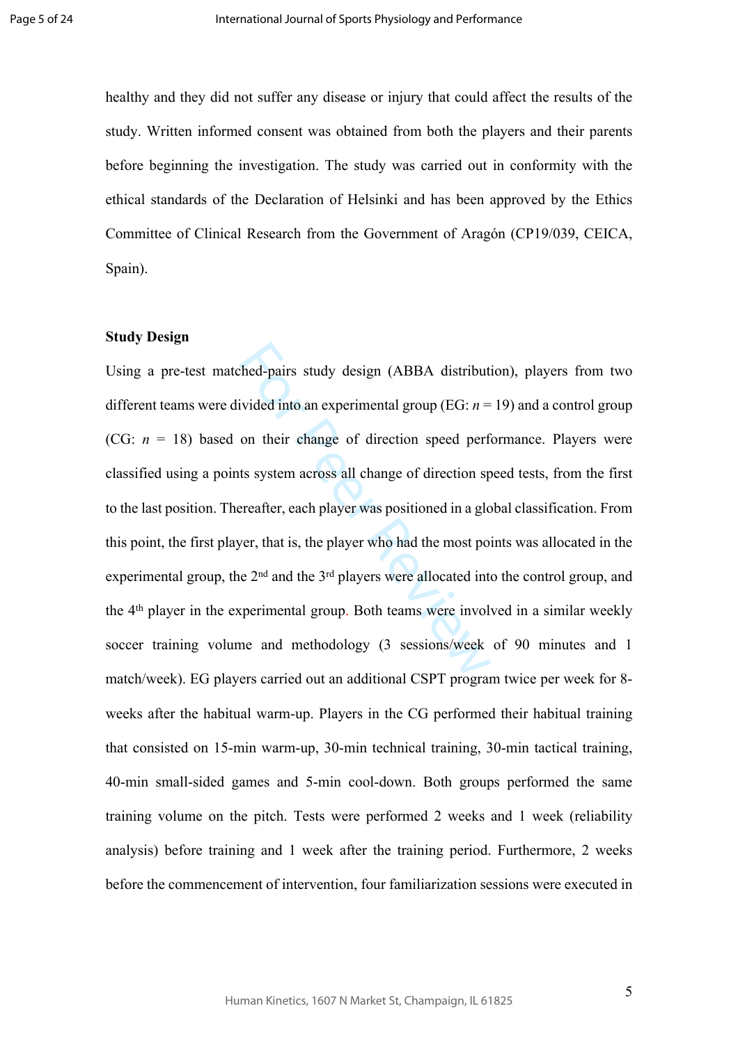healthy and they did not suffer any disease or injury that could affect the results of the study. Written informed consent was obtained from both the players and their parents before beginning the investigation. The study was carried out in conformity with the ethical standards of the Declaration of Helsinki and has been approved by the Ethics Committee of Clinical Research from the Government of Aragón (CP19/039, CEICA, Spain).

**Study Design**

Using a pre-test matched-pairs study design (ABBA distribution), players from two different teams were divided into an experimental group (EG: $n$ = 19) and a control group (CG: $n$ = 18) based on their change of direction speed performance. Players were classified using a points system across all change of direction speed tests, from the first to the last position. Thereafter, each player was positioned in a global classification. From this point, the first player, that is, the player who had the most points was allocated in the experimental group, the 2nd and the 3rd players were allocated into the control group, and the 4th player in the experimental group. Both teams were involved in a similar weekly soccer training volume and methodology (3 sessions/week of 90 minutes and 1 match/week). EG players carried out an additional CSPT program twice per week for 8-weeks after the habitual warm-up. Players in the CG performed their habitual training that consisted on 15-min warm-up, 30-min technical training, 30-min tactical training, 40-min small-sided games and 5-min cool-down. Both groups performed the same training volume on the pitch. Tests were performed 2 weeks and 1 week (reliability analysis) before training and 1 week after the training period. Furthermore, 2 weeks before the commencement of intervention, four familiarization sessions were executed in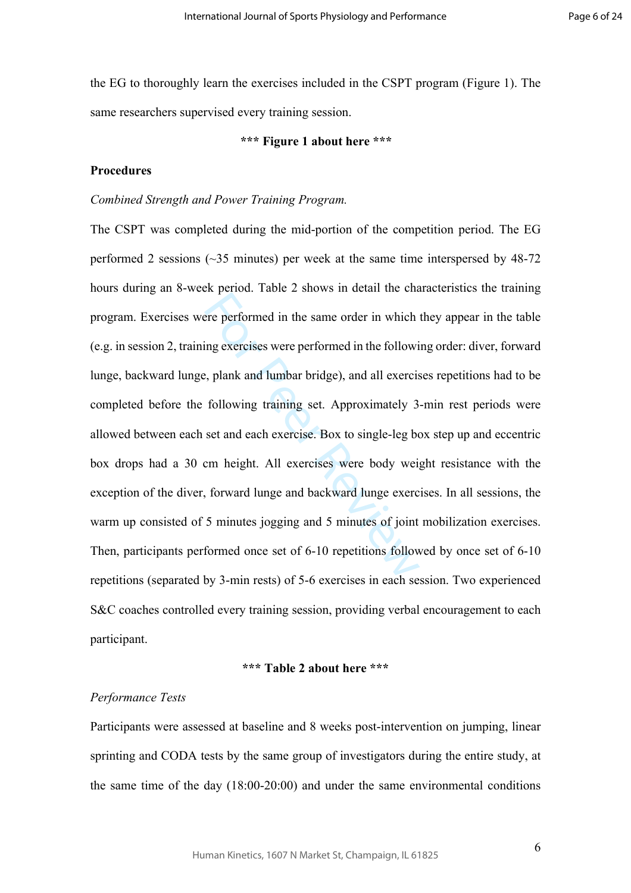the EG to thoroughly learn the exercises included in the CSPT program (Figure 1). The same researchers supervised every training session.

**\*\*\* Figure 1 about here \*\*\***

**Procedures**

*Combined Strength and Power Training Program.*

The CSPT was completed during the mid-portion of the competition period. The EG performed 2 sessions (~35 minutes) per week at the same time interspersed by 48-72 hours during an 8-week period. Table 2 shows in detail the characteristics the training program. Exercises were performed in the same order in which they appear in the table (e.g. in session 2, training exercises were performed in the following order: diver, forward lunge, backward lunge, plank and lumbar bridge), and all exercises repetitions had to be completed before the following training set. Approximately 3-min rest periods were allowed between each set and each exercise. Box to single-leg box step up and eccentric box drops had a 30 cm height. All exercises were body weight resistance with the exception of the diver, forward lunge and backward lunge exercises. In all sessions, the warm up consisted of 5 minutes jogging and 5 minutes of joint mobilization exercises. Then, participants performed once set of 6-10 repetitions followed by once set of 6-10 repetitions (separated by 3-min rests) of 5-6 exercises in each session. Two experienced S&C coaches controlled every training session, providing verbal encouragement to each participant.

**\*\*\* Table 2 about here \*\*\***

*Performance Tests*

Participants were assessed at baseline and 8 weeks post-intervention on jumping, linear sprinting and CODA tests by the same group of investigators during the entire study, at the same time of the day (18:00-20:00) and under the same environmental conditions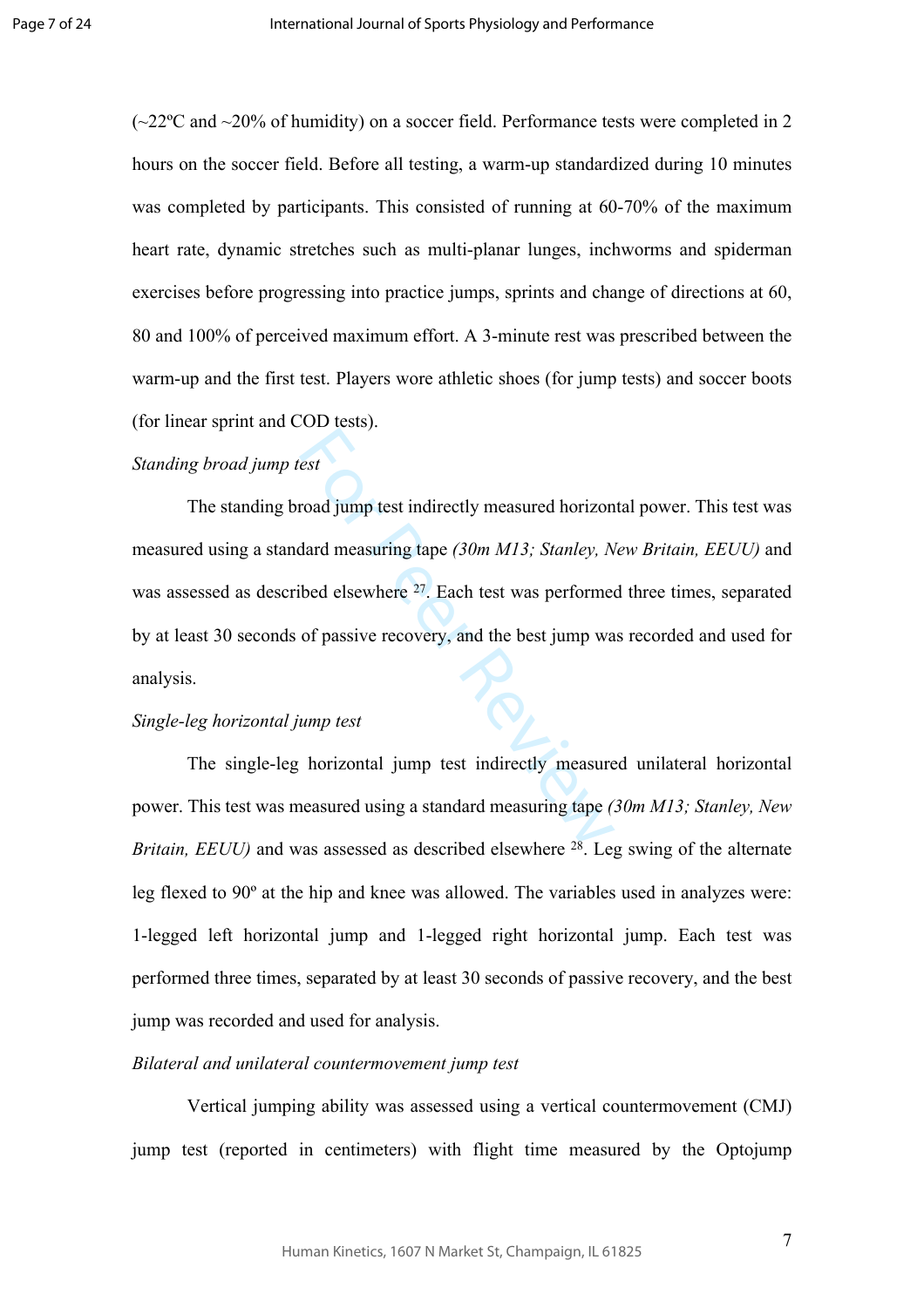(~22ºC and ~20% of humidity) on a soccer field. Performance tests were completed in 2 hours on the soccer field. Before all testing, a warm-up standardized during 10 minutes was completed by participants. This consisted of running at 60-70% of the maximum heart rate, dynamic stretches such as multi-planar lunges, inchworms and spiderman exercises before progressing into practice jumps, sprints and change of directions at 60, 80 and 100% of perceived maximum effort. A 3-minute rest was prescribed between the warm-up and the first test. Players wore athletic shoes (for jump tests) and soccer boots (for linear sprint and COD tests).

*Standing broad jump test*

The standing broad jump test indirectly measured horizontal power. This test was measured using a standard measuring tape *(30m M13; Stanley, New Britain, EEUU)* and was assessed as described elsewhere [27]. Each test was performed three times, separated by at least 30 seconds of passive recovery, and the best jump was recorded and used for analysis.

*Single-leg horizontal jump test*

The single-leg horizontal jump test indirectly measured unilateral horizontal power. This test was measured using a standard measuring tape *(30m M13; Stanley, New Britain, EEUU)* and was assessed as described elsewhere [28]. Leg swing of the alternate leg flexed to 90º at the hip and knee was allowed. The variables used in analyzes were: 1-legged left horizontal jump and 1-legged right horizontal jump. Each test was performed three times, separated by at least 30 seconds of passive recovery, and the best jump was recorded and used for analysis.

*Bilateral and unilateral countermovement jump test*

Vertical jumping ability was assessed using a vertical countermovement (CMJ) jump test (reported in centimeters) with flight time measured by the Optojump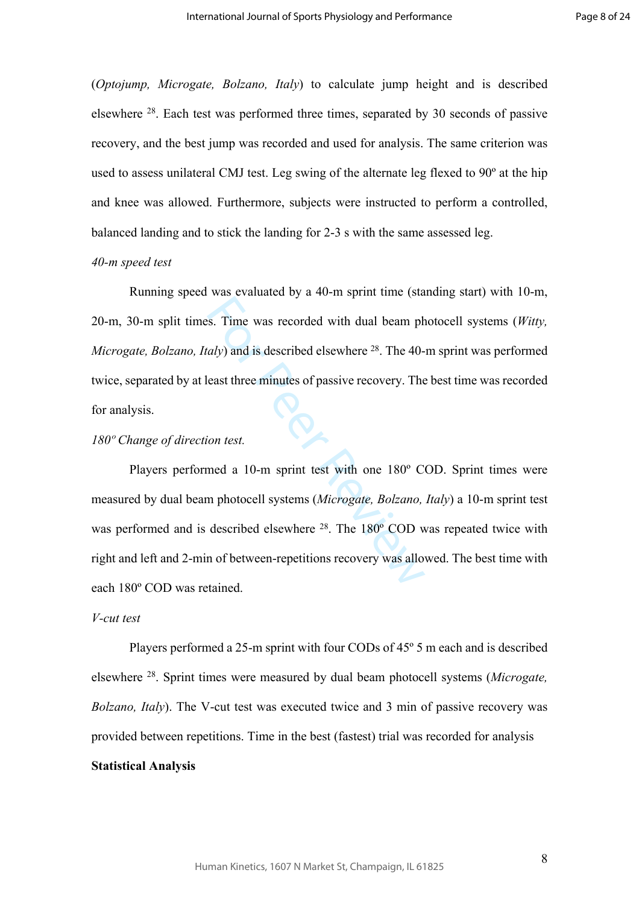(*Optojump, Microgate, Bolzano, Italy*) to calculate jump height and is described elsewhere [28]. Each test was performed three times, separated by 30 seconds of passive recovery, and the best jump was recorded and used for analysis. The same criterion was used to assess unilateral CMJ test. Leg swing of the alternate leg flexed to 90º at the hip and knee was allowed. Furthermore, subjects were instructed to perform a controlled, balanced landing and to stick the landing for 2-3 s with the same assessed leg.

*40-m speed test*

Running speed was evaluated by a 40-m sprint time (standing start) with 10-m, 20-m, 30-m split times. Time was recorded with dual beam photocell systems (*Witty, Microgate, Bolzano, Italy*) and is described elsewhere [28]. The 40-m sprint was performed twice, separated by at least three minutes of passive recovery. The best time was recorded for analysis.

*180º Change of direction test.*

Players performed a 10-m sprint test with one 180º COD. Sprint times were measured by dual beam photocell systems (*Microgate, Bolzano, Italy*) a 10-m sprint test was performed and is described elsewhere [28]. The 180º COD was repeated twice with right and left and 2-min of between-repetitions recovery was allowed. The best time with each 180º COD was retained.

*V-cut test*

Players performed a 25-m sprint with four CODs of 45º 5 m each and is described elsewhere [28]. Sprint times were measured by dual beam photocell systems (*Microgate, Bolzano, Italy*). The V-cut test was executed twice and 3 min of passive recovery was provided between repetitions. Time in the best (fastest) trial was recorded for analysis

**Statistical Analysis**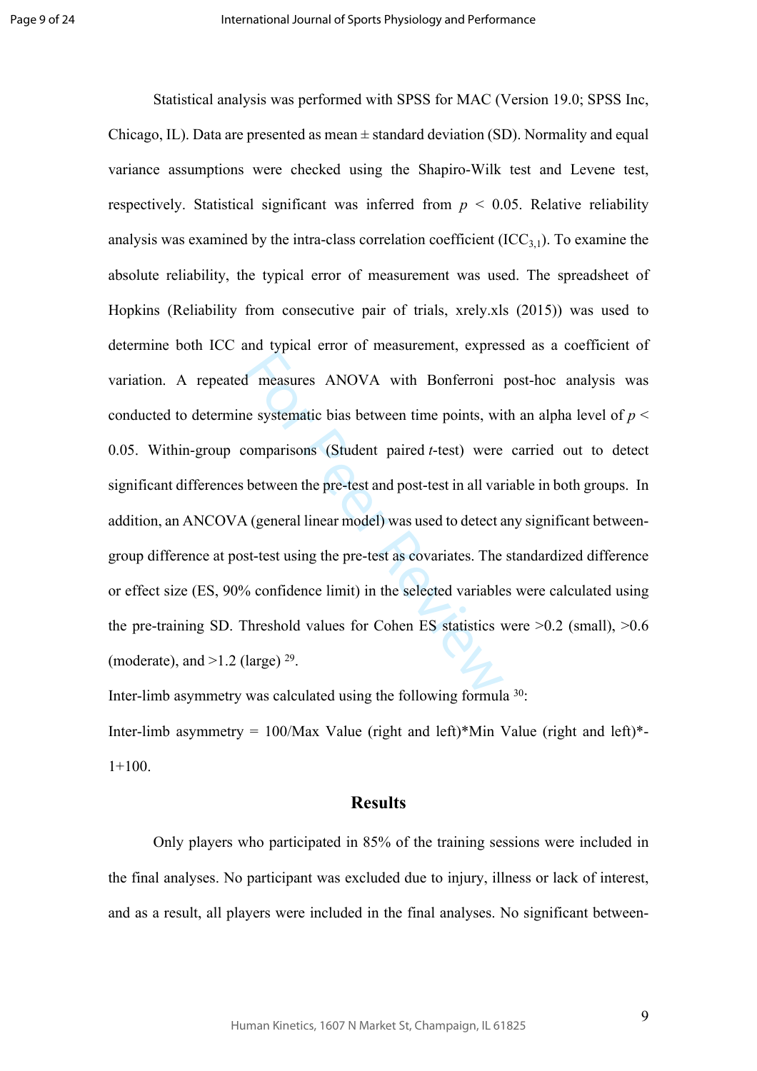Statistical analysis was performed with SPSS for MAC (Version 19.0; SPSS Inc, Chicago, IL). Data are presented as mean ± standard deviation (SD). Normality and equal variance assumptions were checked using the Shapiro-Wilk test and Levene test, respectively. Statistical significant was inferred from $p < 0.05$. Relative reliability analysis was examined by the intra-class correlation coefficient ($ICC_{3,1}$). To examine the absolute reliability, the typical error of measurement was used. The spreadsheet of Hopkins (Reliability from consecutive pair of trials, xrely.xls (2015)) was used to determine both ICC and typical error of measurement, expressed as a coefficient of variation. A repeated measures ANOVA with Bonferroni post-hoc analysis was conducted to determine systematic bias between time points, with an alpha level of $p < 0.05$. Within-group comparisons (Student paired *t*-test) were carried out to detect significant differences between the pre-test and post-test in all variable in both groups. In addition, an ANCOVA (general linear model) was used to detect any significant between-group difference at post-test using the pre-test as covariates. The standardized difference or effect size (ES, 90% confidence limit) in the selected variables were calculated using the pre-training SD. Threshold values for Cohen ES statistics were >0.2 (small), >0.6 (moderate), and >1.2 (large) [29].

Inter-limb asymmetry was calculated using the following formula [30]:

Inter-limb asymmetry = 100/Max Value (right and left)*Min Value (right and left)*-1+100.

## Results

Only players who participated in 85% of the training sessions were included in the final analyses. No participant was excluded due to injury, illness or lack of interest, and as a result, all players were included in the final analyses. No significant between-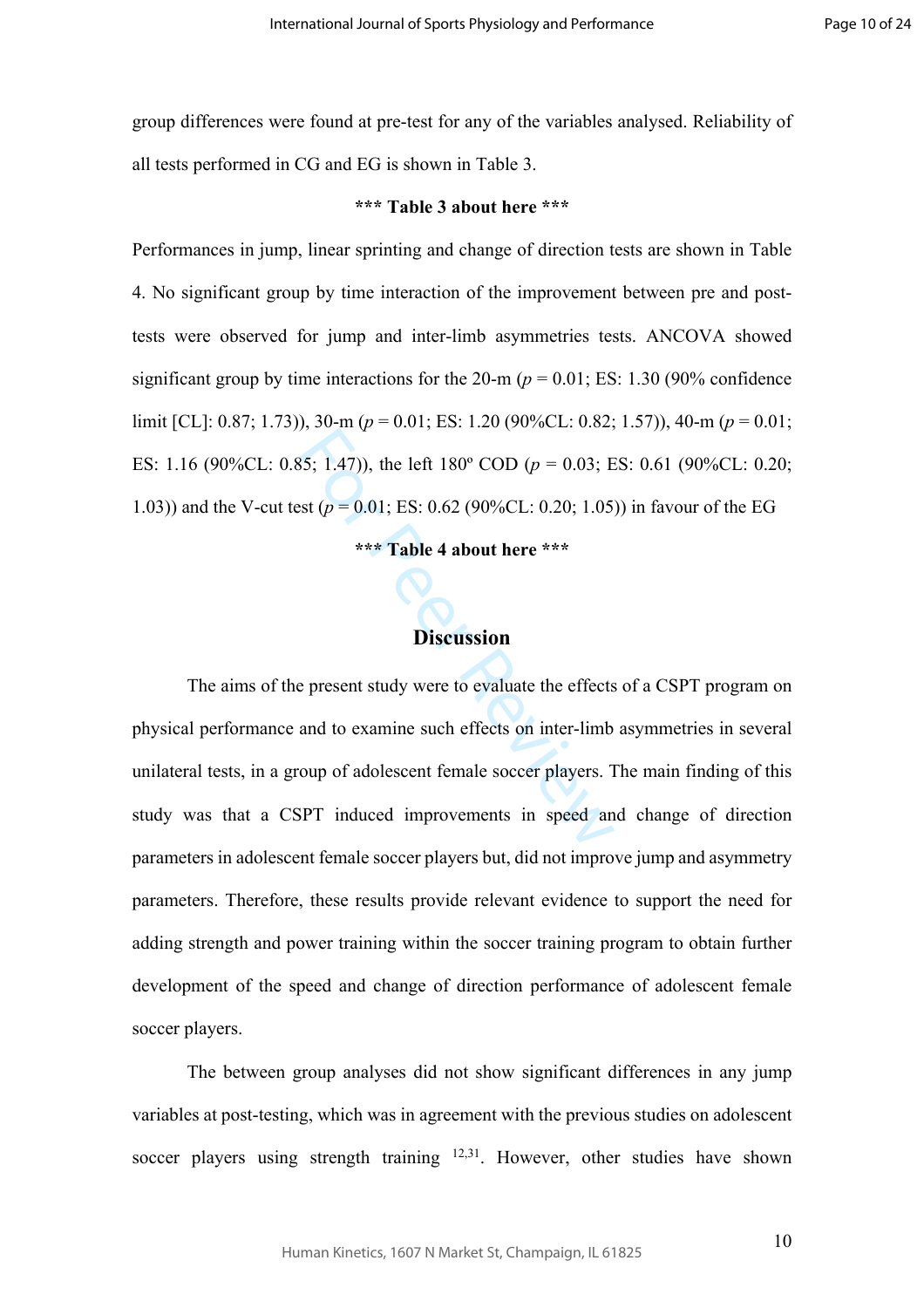group differences were found at pre-test for any of the variables analysed. Reliability of all tests performed in CG and EG is shown in Table 3.

**\*\*\* Table 3 about here \*\*\***

Performances in jump, linear sprinting and change of direction tests are shown in Table 4. No significant group by time interaction of the improvement between pre and post-tests were observed for jump and inter-limb asymmetries tests. ANCOVA showed significant group by time interactions for the 20-m ($p = 0.01$; ES: 1.30 (90% confidence limit [CL]: 0.87; 1.73)), 30-m ($p = 0.01$; ES: 1.20 (90%CL: 0.82; 1.57)), 40-m ($p = 0.01$; ES: 1.16 (90%CL: 0.85; 1.47)), the left 180º COD ($p = 0.03$; ES: 0.61 (90%CL: 0.20; 1.03)) and the V-cut test ($p = 0.01$; ES: 0.62 (90%CL: 0.20; 1.05)) in favour of the EG

**\*\*\* Table 4 about here \*\*\***

## Discussion

The aims of the present study were to evaluate the effects of a CSPT program on physical performance and to examine such effects on inter-limb asymmetries in several unilateral tests, in a group of adolescent female soccer players. The main finding of this study was that a CSPT induced improvements in speed and change of direction parameters in adolescent female soccer players but, did not improve jump and asymmetry parameters. Therefore, these results provide relevant evidence to support the need for adding strength and power training within the soccer training program to obtain further development of the speed and change of direction performance of adolescent female soccer players.

The between group analyses did not show significant differences in any jump variables at post-testing, which was in agreement with the previous studies on adolescent soccer players using strength training [12,31]. However, other studies have shown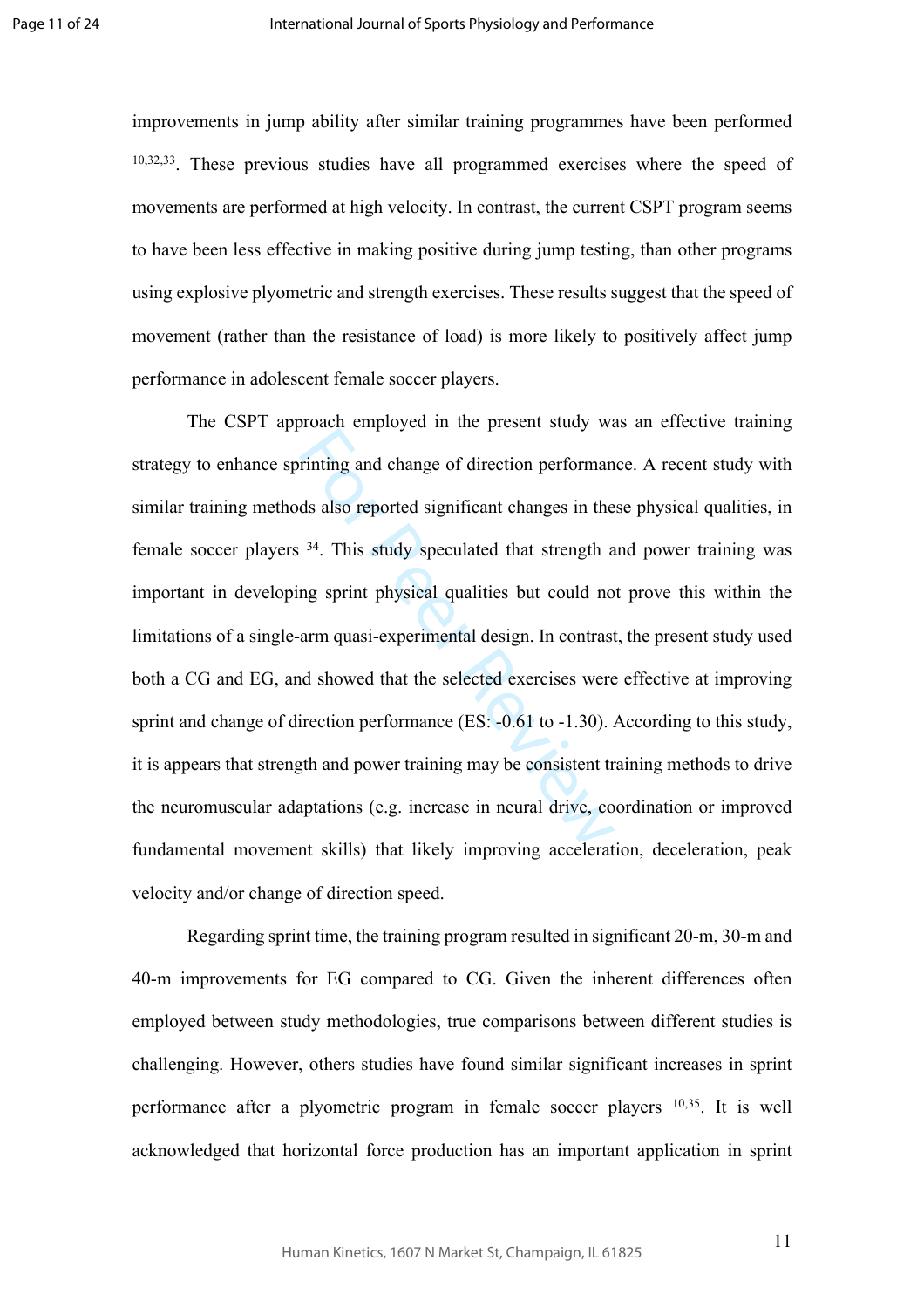improvements in jump ability after similar training programmes have been performed [10,32,33]. These previous studies have all programmed exercises where the speed of movements are performed at high velocity. In contrast, the current CSPT program seems to have been less effective in making positive during jump testing, than other programs using explosive plyometric and strength exercises. These results suggest that the speed of movement (rather than the resistance of load) is more likely to positively affect jump performance in adolescent female soccer players.

The CSPT approach employed in the present study was an effective training strategy to enhance sprinting and change of direction performance. A recent study with similar training methods also reported significant changes in these physical qualities, in female soccer players [34]. This study speculated that strength and power training was important in developing sprint physical qualities but could not prove this within the limitations of a single-arm quasi-experimental design. In contrast, the present study used both a CG and EG, and showed that the selected exercises were effective at improving sprint and change of direction performance (ES: -0.61 to -1.30). According to this study, it is appears that strength and power training may be consistent training methods to drive the neuromuscular adaptations (e.g. increase in neural drive, coordination or improved fundamental movement skills) that likely improving acceleration, deceleration, peak velocity and/or change of direction speed.

Regarding sprint time, the training program resulted in significant 20-m, 30-m and 40-m improvements for EG compared to CG. Given the inherent differences often employed between study methodologies, true comparisons between different studies is challenging. However, others studies have found similar significant increases in sprint performance after a plyometric program in female soccer players [10,35]. It is well acknowledged that horizontal force production has an important application in sprint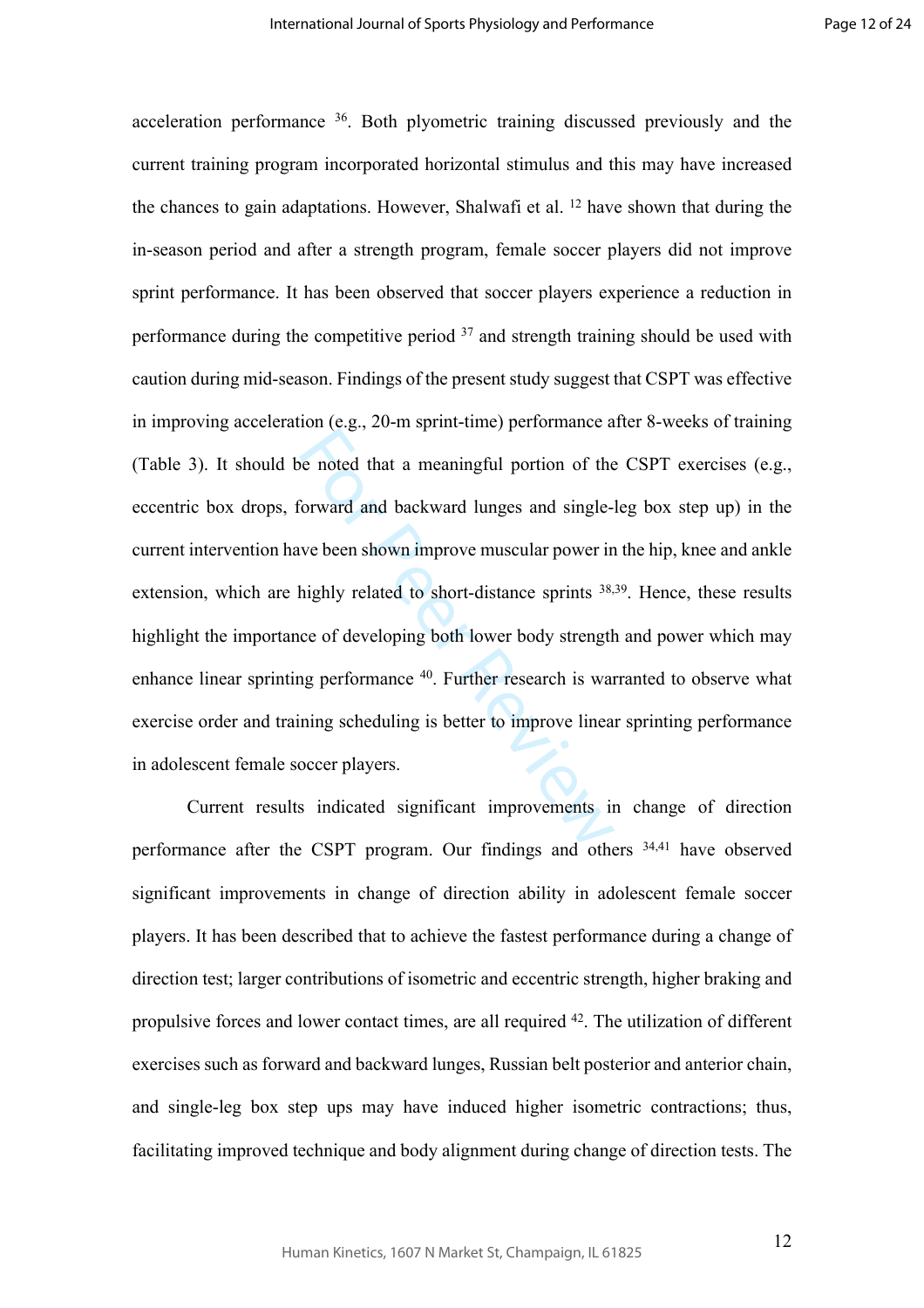acceleration performance [36]. Both plyometric training discussed previously and the current training program incorporated horizontal stimulus and this may have increased the chances to gain adaptations. However, Shalwafi et al. [12] have shown that during the in-season period and after a strength program, female soccer players did not improve sprint performance. It has been observed that soccer players experience a reduction in performance during the competitive period [37] and strength training should be used with caution during mid-season. Findings of the present study suggest that CSPT was effective in improving acceleration (e.g., 20-m sprint-time) performance after 8-weeks of training (Table 3). It should be noted that a meaningful portion of the CSPT exercises (e.g., eccentric box drops, forward and backward lunges and single-leg box step up) in the current intervention have been shown improve muscular power in the hip, knee and ankle extension, which are highly related to short-distance sprints [38,39]. Hence, these results highlight the importance of developing both lower body strength and power which may enhance linear sprinting performance [40]. Further research is warranted to observe what exercise order and training scheduling is better to improve linear sprinting performance in adolescent female soccer players.

Current results indicated significant improvements in change of direction performance after the CSPT program. Our findings and others [34,41] have observed significant improvements in change of direction ability in adolescent female soccer players. It has been described that to achieve the fastest performance during a change of direction test; larger contributions of isometric and eccentric strength, higher braking and propulsive forces and lower contact times, are all required [42]. The utilization of different exercises such as forward and backward lunges, Russian belt posterior and anterior chain, and single-leg box step ups may have induced higher isometric contractions; thus, facilitating improved technique and body alignment during change of direction tests. The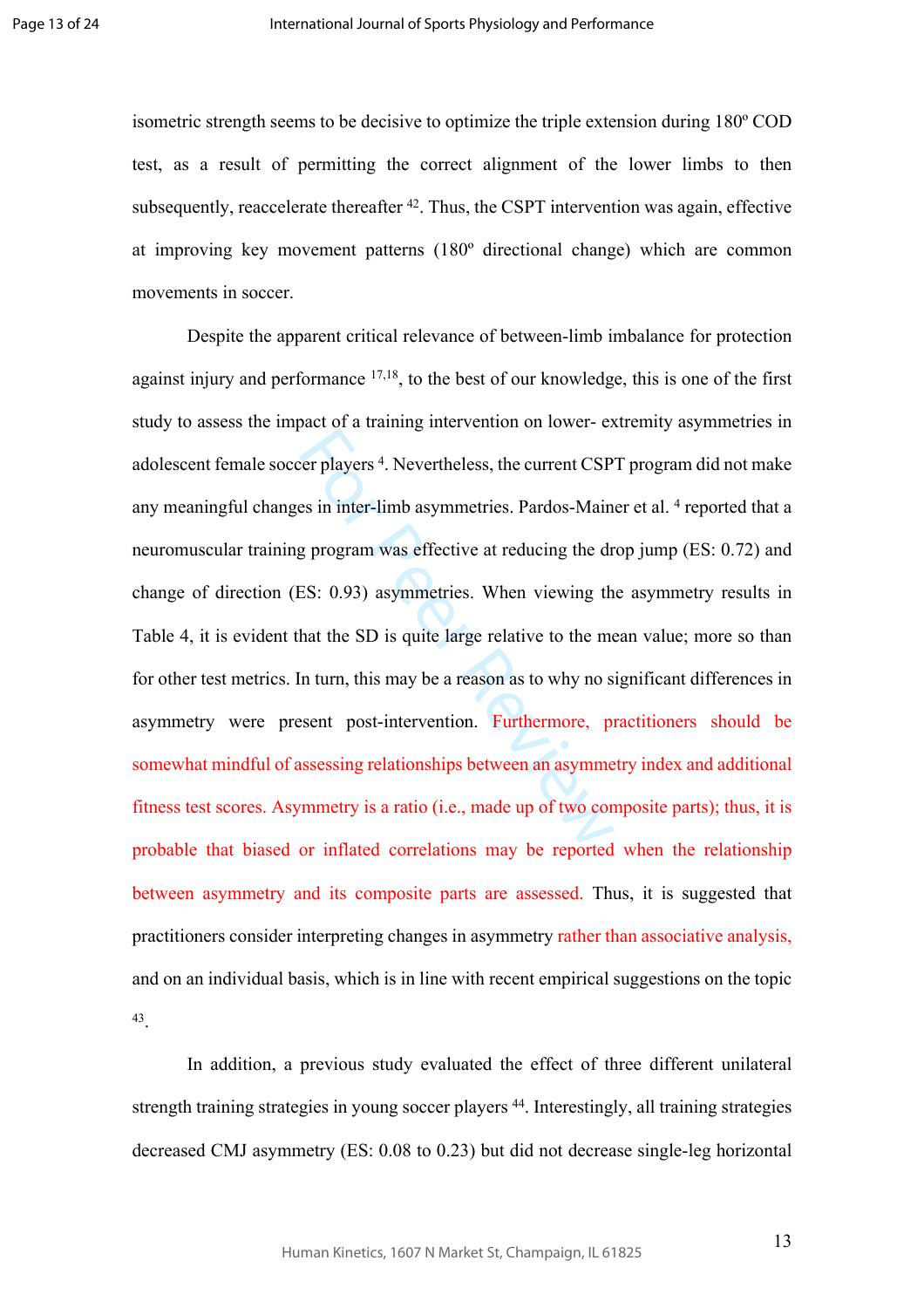isometric strength seems to be decisive to optimize the triple extension during 180º COD test, as a result of permitting the correct alignment of the lower limbs to then subsequently, reaccelerate thereafter [42]. Thus, the CSPT intervention was again, effective at improving key movement patterns (180º directional change) which are common movements in soccer.

Despite the apparent critical relevance of between-limb imbalance for protection against injury and performance [17,18], to the best of our knowledge, this is one of the first study to assess the impact of a training intervention on lower- extremity asymmetries in adolescent female soccer players [4]. Nevertheless, the current CSPT program did not make any meaningful changes in inter-limb asymmetries. Pardos-Mainer et al. [4] reported that a neuromuscular training program was effective at reducing the drop jump (ES: 0.72) and change of direction (ES: 0.93) asymmetries. When viewing the asymmetry results in Table 4, it is evident that the SD is quite large relative to the mean value; more so than for other test metrics. In turn, this may be a reason as to why no significant differences in asymmetry were present post-intervention. Furthermore, practitioners should be somewhat mindful of assessing relationships between an asymmetry index and additional fitness test scores. Asymmetry is a ratio (i.e., made up of two composite parts); thus, it is probable that biased or inflated correlations may be reported when the relationship between asymmetry and its composite parts are assessed. Thus, it is suggested that practitioners consider interpreting changes in asymmetry rather than associative analysis, and on an individual basis, which is in line with recent empirical suggestions on the topic [43].

In addition, a previous study evaluated the effect of three different unilateral strength training strategies in young soccer players [44]. Interestingly, all training strategies decreased CMJ asymmetry (ES: 0.08 to 0.23) but did not decrease single-leg horizontal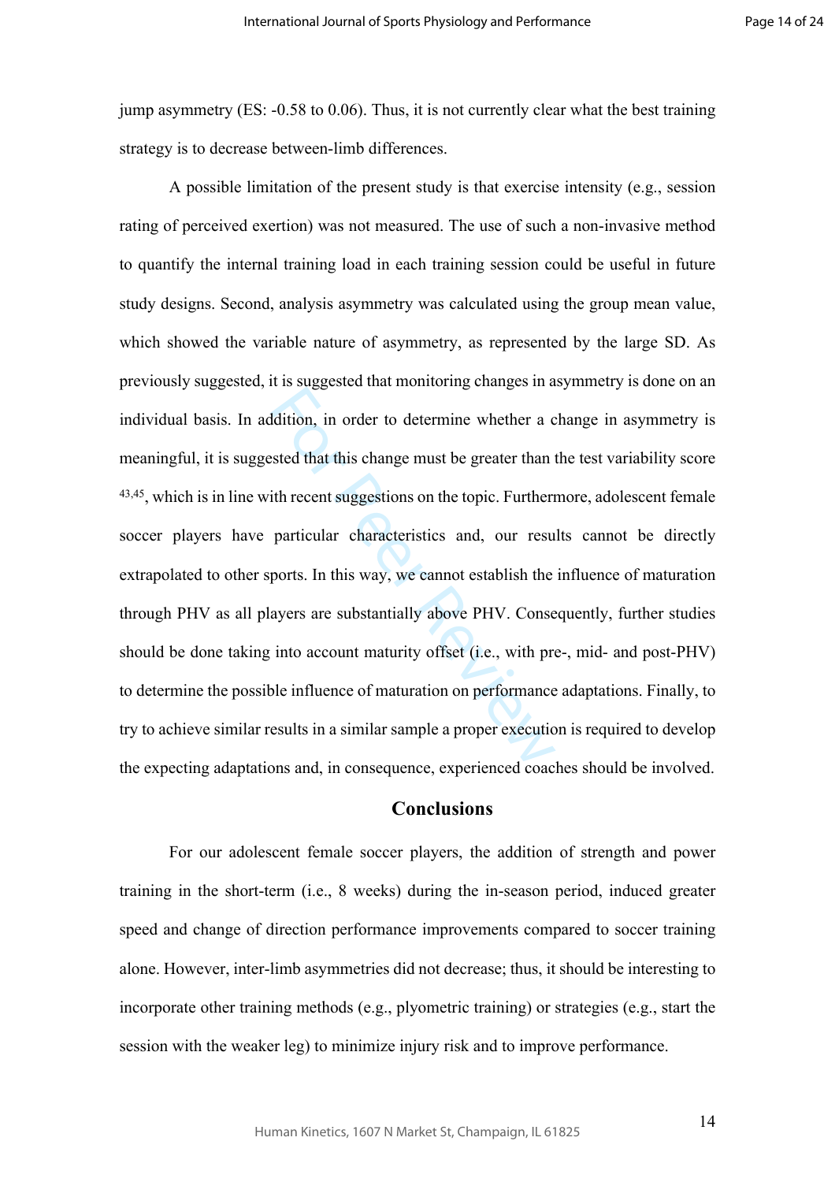jump asymmetry (ES: -0.58 to 0.06). Thus, it is not currently clear what the best training strategy is to decrease between-limb differences.

A possible limitation of the present study is that exercise intensity (e.g., session rating of perceived exertion) was not measured. The use of such a non-invasive method to quantify the internal training load in each training session could be useful in future study designs. Second, analysis asymmetry was calculated using the group mean value, which showed the variable nature of asymmetry, as represented by the large SD. As previously suggested, it is suggested that monitoring changes in asymmetry is done on an individual basis. In addition, in order to determine whether a change in asymmetry is meaningful, it is suggested that this change must be greater than the test variability score [43,45], which is in line with recent suggestions on the topic. Furthermore, adolescent female soccer players have particular characteristics and, our results cannot be directly extrapolated to other sports. In this way, we cannot establish the influence of maturation through PHV as all players are substantially above PHV. Consequently, further studies should be done taking into account maturity offset (i.e., with pre-, mid- and post-PHV) to determine the possible influence of maturation on performance adaptations. Finally, to try to achieve similar results in a similar sample a proper execution is required to develop the expecting adaptations and, in consequence, experienced coaches should be involved.

## Conclusions

For our adolescent female soccer players, the addition of strength and power training in the short-term (i.e., 8 weeks) during the in-season period, induced greater speed and change of direction performance improvements compared to soccer training alone. However, inter-limb asymmetries did not decrease; thus, it should be interesting to incorporate other training methods (e.g., plyometric training) or strategies (e.g., start the session with the weaker leg) to minimize injury risk and to improve performance.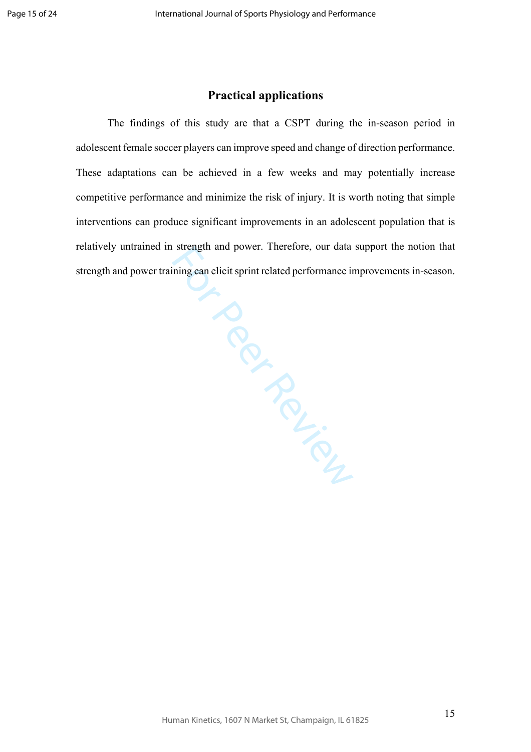## Practical applications

The findings of this study are that a CSPT during the in-season period in adolescent female soccer players can improve speed and change of direction performance. These adaptations can be achieved in a few weeks and may potentially increase competitive performance and minimize the risk of injury. It is worth noting that simple interventions can produce significant improvements in an adolescent population that is relatively untrained in strength and power. Therefore, our data support the notion that strength and power training can elicit sprint related performance improvements in-season.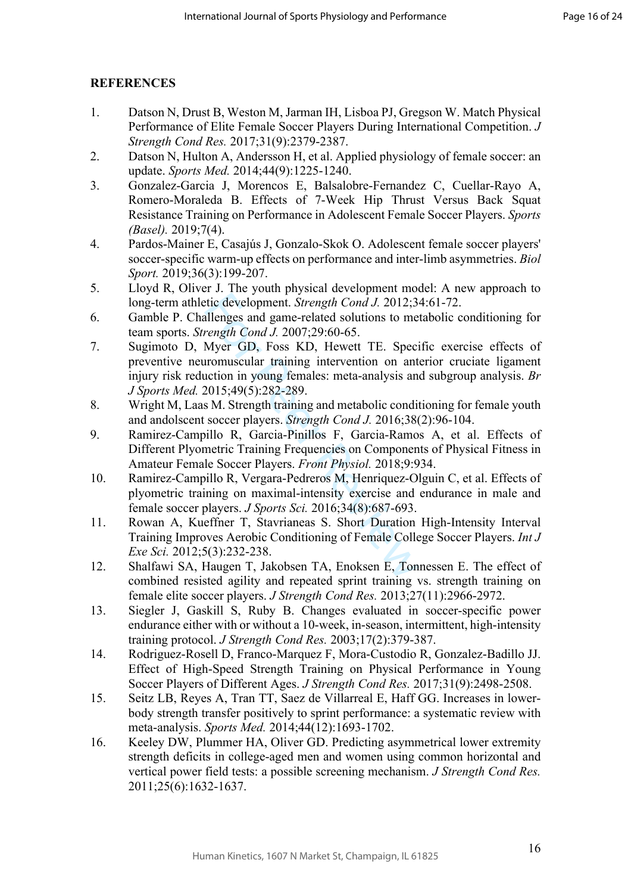## REFERENCES

1. Datson N, Drust B, Weston M, Jarman IH, Lisboa PJ, Gregson W. Match Physical Performance of Elite Female Soccer Players During International Competition. *J Strength Cond Res.* 2017;31(9):2379-2387.
2. Datson N, Hulton A, Andersson H, et al. Applied physiology of female soccer: an update. *Sports Med.* 2014;44(9):1225-1240.
3. Gonzalez-Garcia J, Morencos E, Balsalobre-Fernandez C, Cuellar-Rayo A, Romero-Moraleda B. Effects of 7-Week Hip Thrust Versus Back Squat Resistance Training on Performance in Adolescent Female Soccer Players. *Sports (Basel).* 2019;7(4).
4. Pardos-Mainer E, Casajús J, Gonzalo-Skok O. Adolescent female soccer players' soccer-specific warm-up effects on performance and inter-limb asymmetries. *Biol Sport.* 2019;36(3):199-207.
5. Lloyd R, Oliver J. The youth physical development model: A new approach to long-term athletic development. *Strength Cond J.* 2012;34:61-72.
6. Gamble P. Challenges and game-related solutions to metabolic conditioning for team sports. *Strength Cond J.* 2007;29:60-65.
7. Sugimoto D, Myer GD, Foss KD, Hewett TE. Specific exercise effects of preventive neuromuscular training intervention on anterior cruciate ligament injury risk reduction in young females: meta-analysis and subgroup analysis. *Br J Sports Med.* 2015;49(5):282-289.
8. Wright M, Laas M. Strength training and metabolic conditioning for female youth and andolscent soccer players. *Strength Cond J.* 2016;38(2):96-104.
9. Ramirez-Campillo R, Garcia-Pinillos F, Garcia-Ramos A, et al. Effects of Different Plyometric Training Frequencies on Components of Physical Fitness in Amateur Female Soccer Players. *Front Physiol.* 2018;9:934.
10. Ramirez-Campillo R, Vergara-Pedreros M, Henriquez-Olguin C, et al. Effects of plyometric training on maximal-intensity exercise and endurance in male and female soccer players. *J Sports Sci.* 2016;34(8):687-693.
11. Rowan A, Kueffner T, Stavrianeas S. Short Duration High-Intensity Interval Training Improves Aerobic Conditioning of Female College Soccer Players. *Int J Exe Sci.* 2012;5(3):232-238.
12. Shalfawi SA, Haugen T, Jakobsen TA, Enoksen E, Tonnessen E. The effect of combined resisted agility and repeated sprint training vs. strength training on female elite soccer players. *J Strength Cond Res.* 2013;27(11):2966-2972.
13. Siegler J, Gaskill S, Ruby B. Changes evaluated in soccer-specific power endurance either with or without a 10-week, in-season, intermittent, high-intensity training protocol. *J Strength Cond Res.* 2003;17(2):379-387.
14. Rodriguez-Rosell D, Franco-Marquez F, Mora-Custodio R, Gonzalez-Badillo JJ. Effect of High-Speed Strength Training on Physical Performance in Young Soccer Players of Different Ages. *J Strength Cond Res.* 2017;31(9):2498-2508.
15. Seitz LB, Reyes A, Tran TT, Saez de Villarreal E, Haff GG. Increases in lower-body strength transfer positively to sprint performance: a systematic review with meta-analysis. *Sports Med.* 2014;44(12):1693-1702.
16. Keeley DW, Plummer HA, Oliver GD. Predicting asymmetrical lower extremity strength deficits in college-aged men and women using common horizontal and vertical power field tests: a possible screening mechanism. *J Strength Cond Res.* 2011;25(6):1632-1637.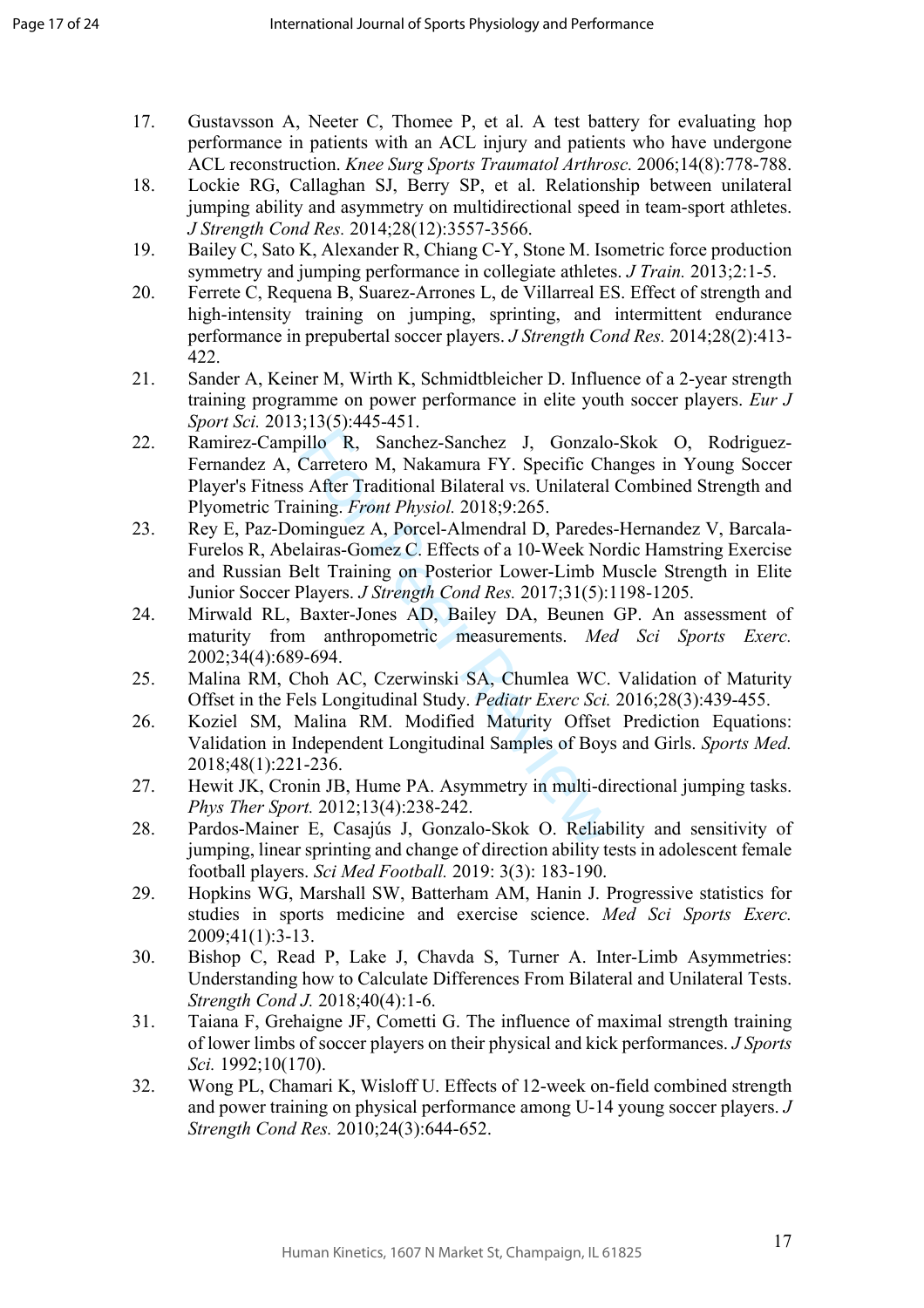17. Gustavsson A, Neeter C, Thomee P, et al. A test battery for evaluating hop performance in patients with an ACL injury and patients who have undergone ACL reconstruction. *Knee Surg Sports Traumatol Arthrosc.* 2006;14(8):778-788.
18. Lockie RG, Callaghan SJ, Berry SP, et al. Relationship between unilateral jumping ability and asymmetry on multidirectional speed in team-sport athletes. *J Strength Cond Res.* 2014;28(12):3557-3566.
19. Bailey C, Sato K, Alexander R, Chiang C-Y, Stone M. Isometric force production symmetry and jumping performance in collegiate athletes. *J Train.* 2013;2:1-5.
20. Ferrete C, Requena B, Suarez-Arrones L, de Villarreal ES. Effect of strength and high-intensity training on jumping, sprinting, and intermittent endurance performance in prepubertal soccer players. *J Strength Cond Res.* 2014;28(2):413-422.
21. Sander A, Keiner M, Wirth K, Schmidtbleicher D. Influence of a 2-year strength training programme on power performance in elite youth soccer players. *Eur J Sport Sci.* 2013;13(5):445-451.
22. Ramirez-Campillo R, Sanchez-Sanchez J, Gonzalo-Skok O, Rodriguez-Fernandez A, Carretero M, Nakamura FY. Specific Changes in Young Soccer Player's Fitness After Traditional Bilateral vs. Unilateral Combined Strength and Plyometric Training. *Front Physiol.* 2018;9:265.
23. Rey E, Paz-Dominguez A, Porcel-Almendral D, Paredes-Hernandez V, Barcala-Furelos R, Abelairas-Gomez C. Effects of a 10-Week Nordic Hamstring Exercise and Russian Belt Training on Posterior Lower-Limb Muscle Strength in Elite Junior Soccer Players. *J Strength Cond Res.* 2017;31(5):1198-1205.
24. Mirwald RL, Baxter-Jones AD, Bailey DA, Beunen GP. An assessment of maturity from anthropometric measurements. *Med Sci Sports Exerc.* 2002;34(4):689-694.
25. Malina RM, Choh AC, Czerwinski SA, Chumlea WC. Validation of Maturity Offset in the Fels Longitudinal Study. *Pediatr Exerc Sci.* 2016;28(3):439-455.
26. Koziel SM, Malina RM. Modified Maturity Offset Prediction Equations: Validation in Independent Longitudinal Samples of Boys and Girls. *Sports Med.* 2018;48(1):221-236.
27. Hewit JK, Cronin JB, Hume PA. Asymmetry in multi-directional jumping tasks. *Phys Ther Sport.* 2012;13(4):238-242.
28. Pardos-Mainer E, Casajús J, Gonzalo-Skok O. Reliability and sensitivity of jumping, linear sprinting and change of direction ability tests in adolescent female football players. *Sci Med Football.* 2019: 3(3): 183-190.
29. Hopkins WG, Marshall SW, Batterham AM, Hanin J. Progressive statistics for studies in sports medicine and exercise science. *Med Sci Sports Exerc.* 2009;41(1):3-13.
30. Bishop C, Read P, Lake J, Chavda S, Turner A. Inter-Limb Asymmetries: Understanding how to Calculate Differences From Bilateral and Unilateral Tests. *Strength Cond J.* 2018;40(4):1-6.
31. Taiana F, Grehaigne JF, Cometti G. The influence of maximal strength training of lower limbs of soccer players on their physical and kick performances. *J Sports Sci.* 1992;10(170).
32. Wong PL, Chamari K, Wisloff U. Effects of 12-week on-field combined strength and power training on physical performance among U-14 young soccer players. *J Strength Cond Res.* 2010;24(3):644-652.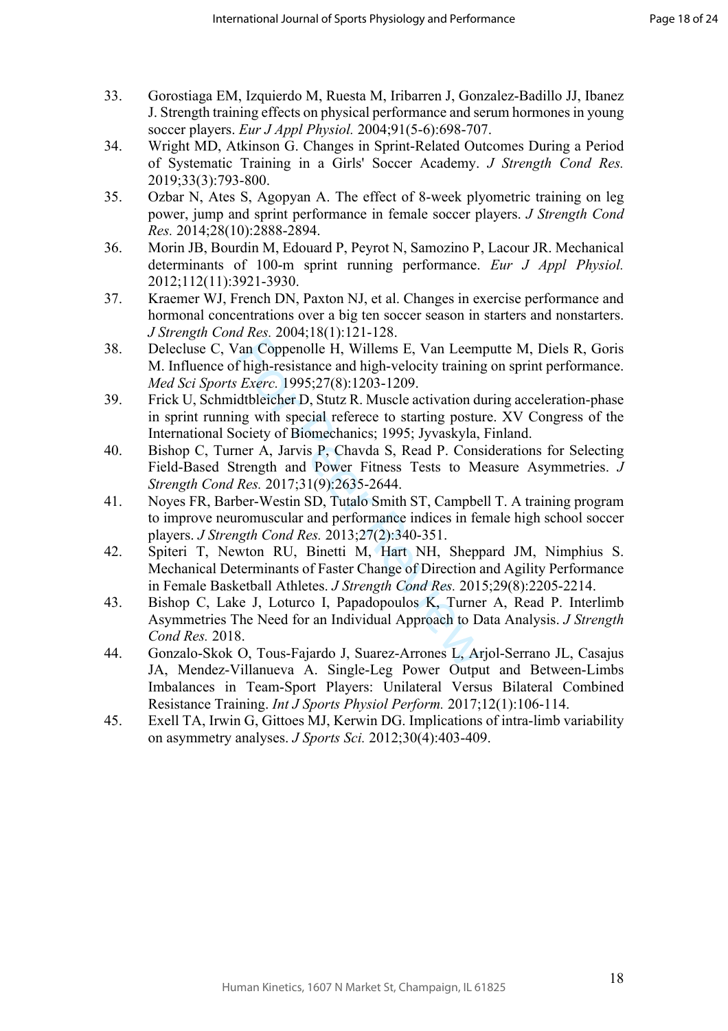33. Gorostiaga EM, Izquierdo M, Ruesta M, Iribarren J, Gonzalez-Badillo JJ, Ibanez J. Strength training effects on physical performance and serum hormones in young soccer players. *Eur J Appl Physiol.* 2004;91(5-6):698-707.
34. Wright MD, Atkinson G. Changes in Sprint-Related Outcomes During a Period of Systematic Training in a Girls' Soccer Academy. *J Strength Cond Res.* 2019;33(3):793-800.
35. Ozbar N, Ates S, Agopyan A. The effect of 8-week plyometric training on leg power, jump and sprint performance in female soccer players. *J Strength Cond Res.* 2014;28(10):2888-2894.
36. Morin JB, Bourdin M, Edouard P, Peyrot N, Samozino P, Lacour JR. Mechanical determinants of 100-m sprint running performance. *Eur J Appl Physiol.* 2012;112(11):3921-3930.
37. Kraemer WJ, French DN, Paxton NJ, et al. Changes in exercise performance and hormonal concentrations over a big ten soccer season in starters and nonstarters. *J Strength Cond Res.* 2004;18(1):121-128.
38. Delecluse C, Van Coppenolle H, Willems E, Van Leemputte M, Diels R, Goris M. Influence of high-resistance and high-velocity training on sprint performance. *Med Sci Sports Exerc.* 1995;27(8):1203-1209.
39. Frick U, Schmidtbleicher D, Stutz R. Muscle activation during acceleration-phase in sprint running with special referece to starting posture. XV Congress of the International Society of Biomechanics; 1995; Jyvaskyla, Finland.
40. Bishop C, Turner A, Jarvis P, Chavda S, Read P. Considerations for Selecting Field-Based Strength and Power Fitness Tests to Measure Asymmetries. *J Strength Cond Res.* 2017;31(9):2635-2644.
41. Noyes FR, Barber-Westin SD, Tutalo Smith ST, Campbell T. A training program to improve neuromuscular and performance indices in female high school soccer players. *J Strength Cond Res.* 2013;27(2):340-351.
42. Spiteri T, Newton RU, Binetti M, Hart NH, Sheppard JM, Nimphius S. Mechanical Determinants of Faster Change of Direction and Agility Performance in Female Basketball Athletes. *J Strength Cond Res.* 2015;29(8):2205-2214.
43. Bishop C, Lake J, Loturco I, Papadopoulos K, Turner A, Read P. Interlimb Asymmetries The Need for an Individual Approach to Data Analysis. *J Strength Cond Res.* 2018.
44. Gonzalo-Skok O, Tous-Fajardo J, Suarez-Arrones L, Arjol-Serrano JL, Casajus JA, Mendez-Villanueva A. Single-Leg Power Output and Between-Limbs Imbalances in Team-Sport Players: Unilateral Versus Bilateral Combined Resistance Training. *Int J Sports Physiol Perform.* 2017;12(1):106-114.
45. Exell TA, Irwin G, Gittoes MJ, Kerwin DG. Implications of intra-limb variability on asymmetry analyses. *J Sports Sci.* 2012;30(4):403-409.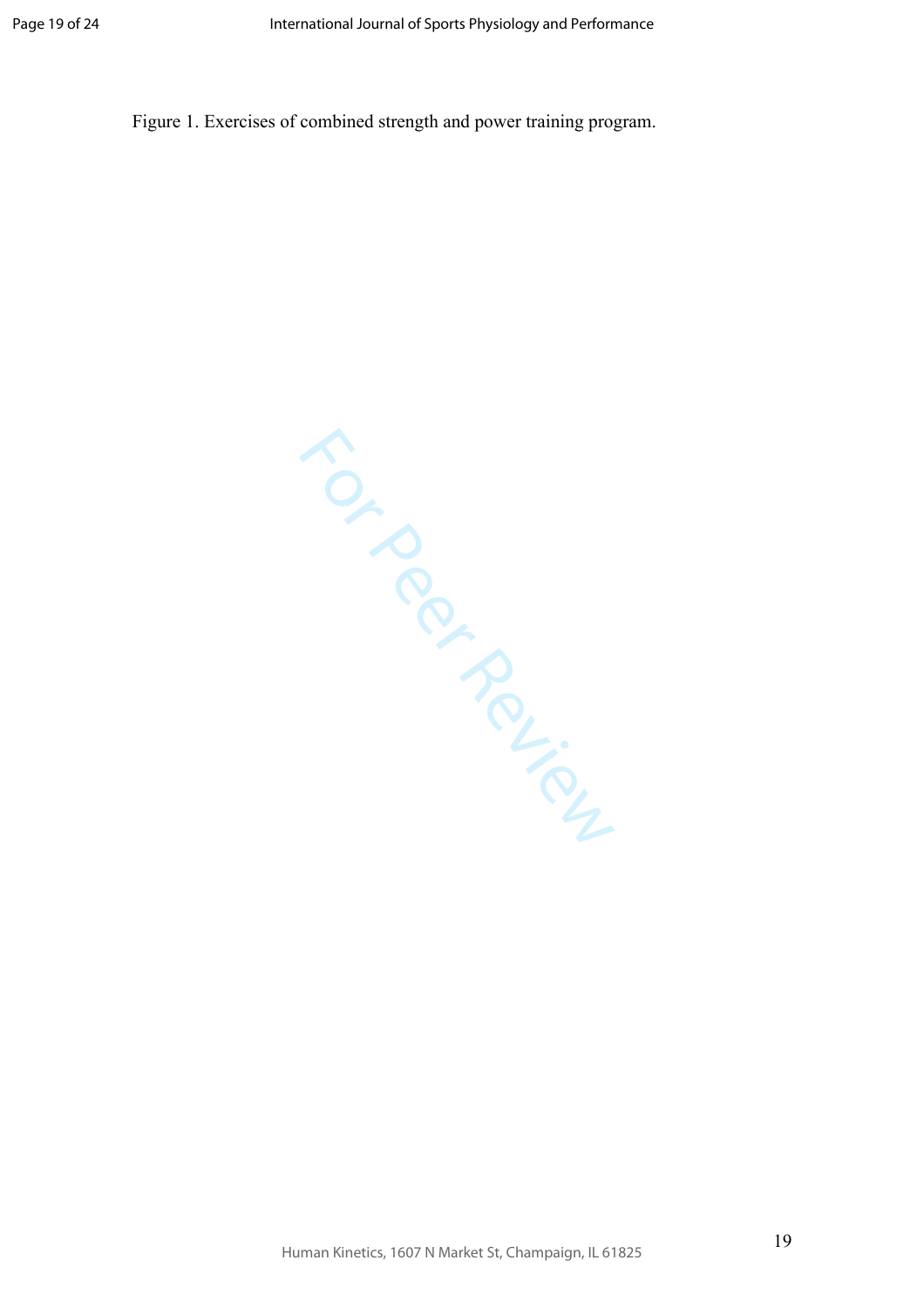Figure 1. Exercises of combined strength and power training program.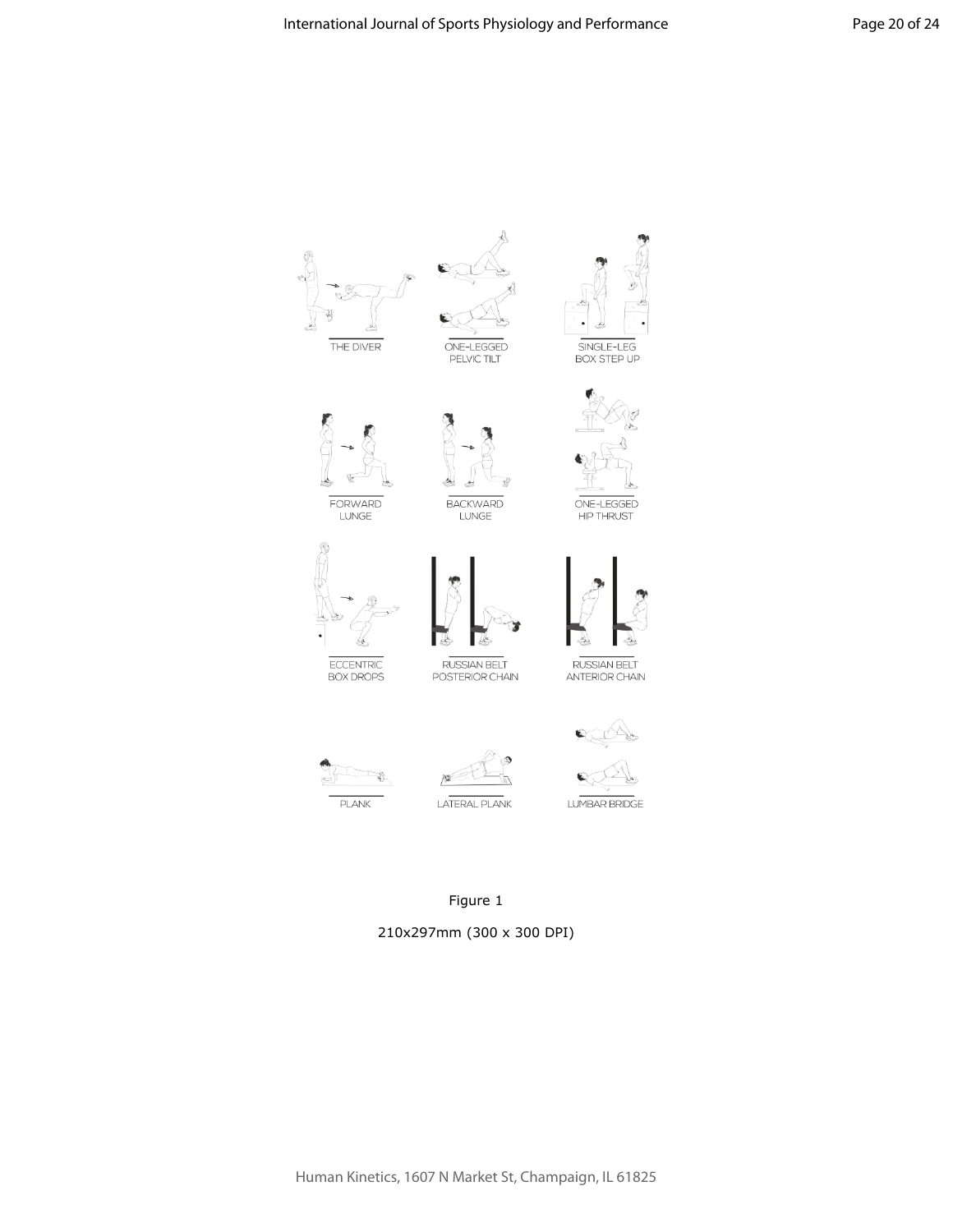THE DIVER

ONE-LEGGED PELVIC TILT

SINGLE-LEG BOX STEP UP

FORWARD LUNGE

BACKWARD LUNGE

ONE-LEGGED HIP THRUST

ECCENTRIC BOX DROPS

RUSSIAN BELT POSTERIOR CHAIN

RUSSIAN BELT ANTERIOR CHAIN

PLANK

LATERAL PLANK

LUMBAR BRIDGE

Figure 1

210x297mm (300 x 300 DPI)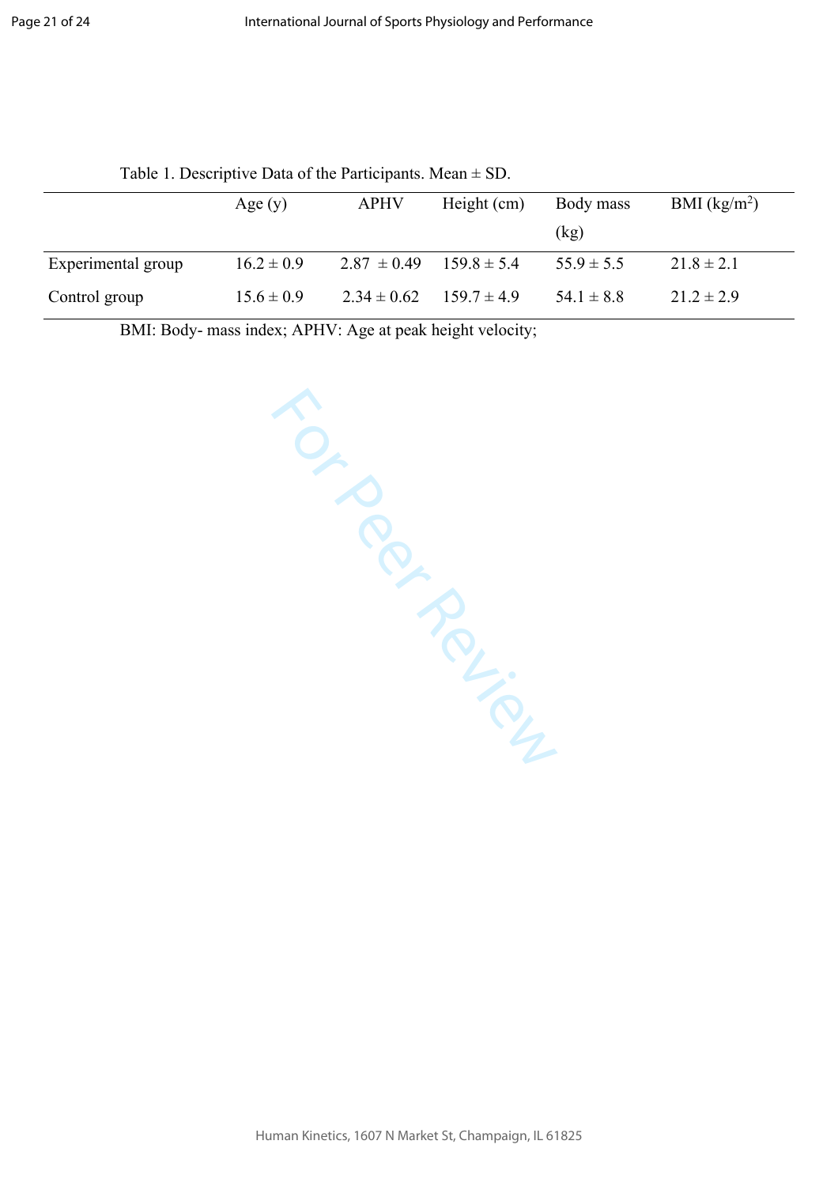Table 1. Descriptive Data of the Participants. Mean ± SD.

| | Age (y) | APHV | Height (cm) | Body mass (kg) | BMI (kg/m$^2$) |
|---|---|---|---|---|---|
| Experimental group | 16.2 ± 0.9 | 2.87 ± 0.49 | 159.8 ± 5.4 | 55.9 ± 5.5 | 21.8 ± 2.1 |
| Control group | 15.6 ± 0.9 | 2.34 ± 0.62 | 159.7 ± 4.9 | 54.1 ± 8.8 | 21.2 ± 2.9 |

BMI: Body- mass index; APHV: Age at peak height velocity;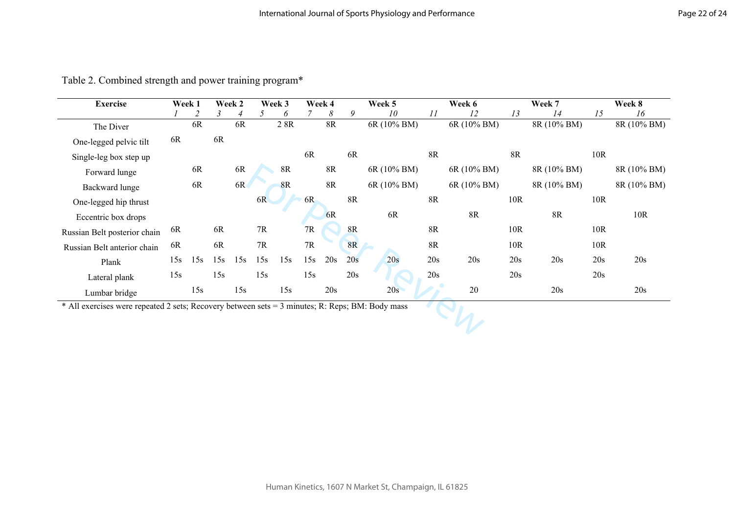Table 2. Combined strength and power training program*

| Exercise | Week 1 | | Week 2 | | Week 3 | | Week 4 | | | Week 5 | | Week 6 | | Week 7 | | Week 8 |
|---|---|---|---|---|---|---|---|---|---|---|---|---|---|---|---|---|
| | *1* | *2* | *3* | *4* | *5* | *6* | *7* | *8* | *9* | *10* | *11* | *12* | *13* | *14* | *15* | *16* |
| The Diver | | 6R | | 6R | | 2 8R | | 8R | | 6R (10% BM) | | 6R (10% BM) | | 8R (10% BM) | | 8R (10% BM) |
| One-legged pelvic tilt | 6R | | 6R | | | | | | | | | | | | | |
| Single-leg box step up | | | | | | | 6R | | 6R | | 8R | | 8R | | 10R | |
| Forward lunge | | 6R | | 6R | | 8R | | 8R | | 6R (10% BM) | | 6R (10% BM) | | 8R (10% BM) | | 8R (10% BM) |
| Backward lunge | | 6R | | 6R | | 8R | | 8R | | 6R (10% BM) | | 6R (10% BM) | | 8R (10% BM) | | 8R (10% BM) |
| One-legged hip thrust | | | | | 6R | | 6R | | 8R | | 8R | | 10R | | 10R | |
| Eccentric box drops | | | | | | | | 6R | | 6R | | 8R | | 8R | | 10R |
| Russian Belt posterior chain | 6R | | 6R | | 7R | | 7R | | 8R | | 8R | | 10R | | 10R | |
| Russian Belt anterior chain | 6R | | 6R | | 7R | | 7R | | 8R | | 8R | | 10R | | 10R | |
| Plank | 15s | 15s | 15s | 15s | 15s | 15s | 15s | 20s | 20s | 20s | 20s | 20s | 20s | 20s | 20s | 20s |
| Lateral plank | 15s | | 15s | | 15s | | 15s | | 20s | | 20s | | 20s | | 20s | |
| Lumbar bridge | | 15s | | 15s | | 15s | | 20s | | 20s | | 20 | | 20s | | 20s |

* All exercises were repeated 2 sets; Recovery between sets = 3 minutes; R: Reps; BM: Body mass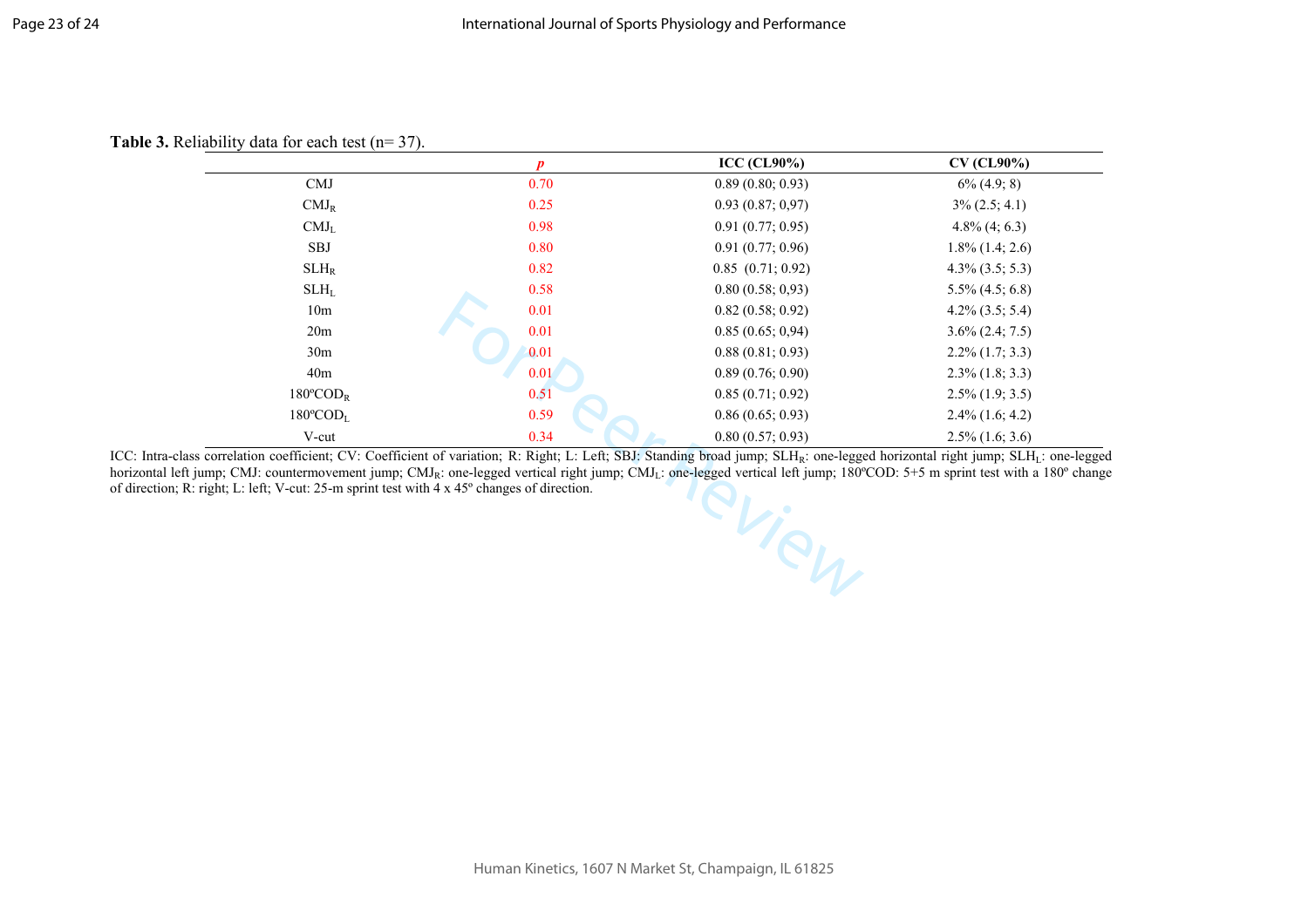**Table 3.** Reliability data for each test (n= 37).

| | *p* | ICC (CL90%) | CV (CL90%) |
|---|---|---|---|
| CMJ | 0.70 | 0.89 (0.80; 0.93) | 6% (4.9; 8) |
| $CMJ_R$ | 0.25 | 0.93 (0.87; 0,97) | 3% (2.5; 4.1) |
| $CMJ_L$ | 0.98 | 0.91 (0.77; 0.95) | 4.8% (4; 6.3) |
| SBJ | 0.80 | 0.91 (0.77; 0.96) | 1.8% (1.4; 2.6) |
| $SLH_R$ | 0.82 | 0.85 (0.71; 0.92) | 4.3% (3.5; 5.3) |
| $SLH_L$ | 0.58 | 0.80 (0.58; 0,93) | 5.5% (4.5; 6.8) |
| 10m | 0.01 | 0.82 (0.58; 0.92) | 4.2% (3.5; 5.4) |
| 20m | 0.01 | 0.85 (0.65; 0,94) | 3.6% (2.4; 7.5) |
| 30m | 0.01 | 0.88 (0.81; 0.93) | 2.2% (1.7; 3.3) |
| 40m | 0.01 | 0.89 (0.76; 0.90) | 2.3% (1.8; 3.3) |
| 180ºCOD$_R$ | 0.51 | 0.85 (0.71; 0.92) | 2.5% (1.9; 3.5) |
| 180ºCOD$_L$ | 0.59 | 0.86 (0.65; 0.93) | 2.4% (1.6; 4.2) |
| V-cut | 0.34 | 0.80 (0.57; 0.93) | 2.5% (1.6; 3.6) |

ICC: Intra-class correlation coefficient; CV: Coefficient of variation; R: Right; L: Left; SBJ: Standing broad jump; $SLH_R$: one-legged horizontal right jump; $SLH_L$: one-legged horizontal left jump; CMJ: countermovement jump; $CMJ_R$: one-legged vertical right jump; $CMJ_L$: one-legged vertical left jump; 180ºCOD: 5+5 m sprint test with a 180º change of direction; R: right; L: left; V-cut: 25-m sprint test with 4 x 45º changes of direction.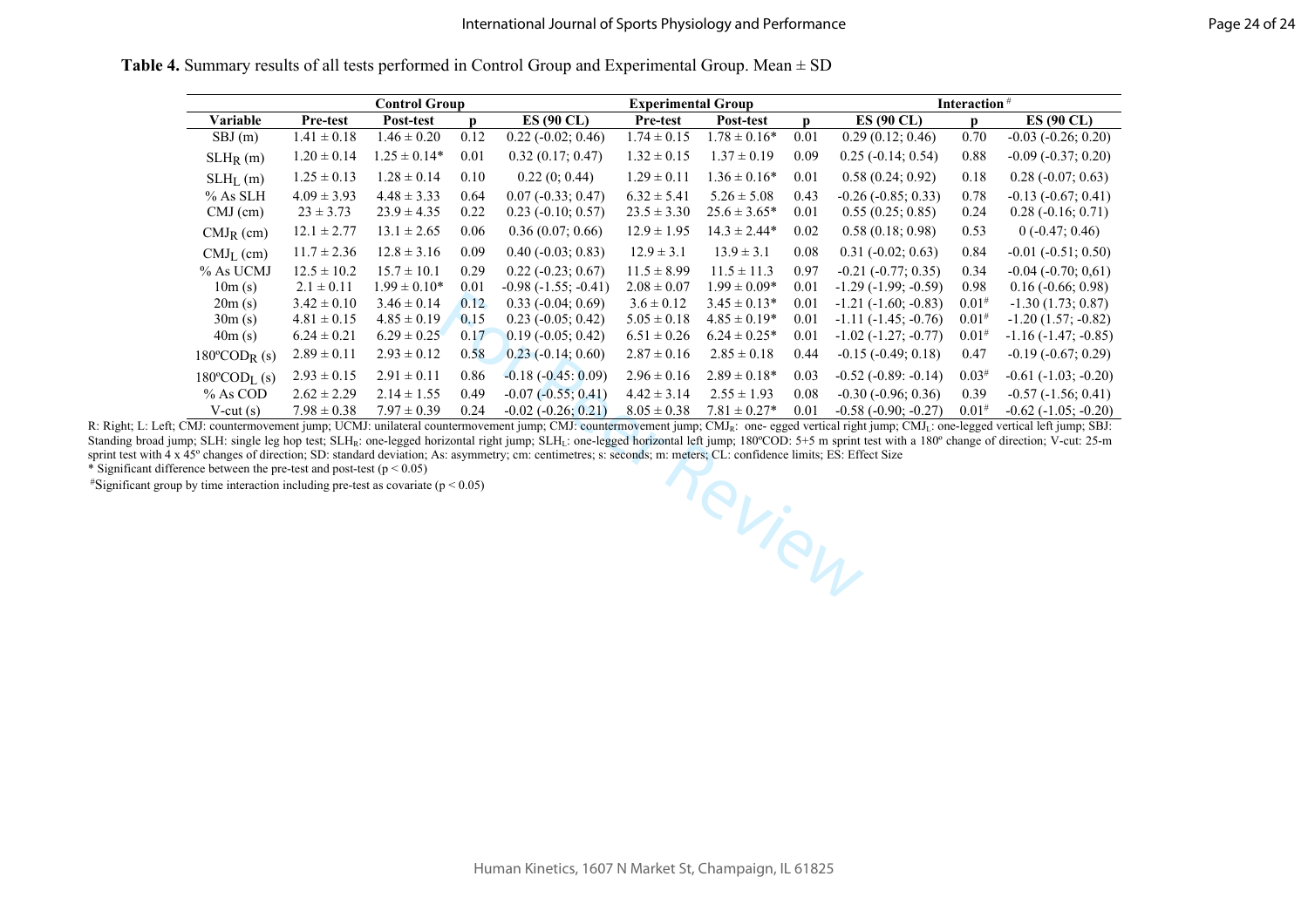**Table 4.** Summary results of all tests performed in Control Group and Experimental Group. Mean ± SD

| | Control Group | | | | Experimental Group | | | | Interaction[#] | |
|---|---|---|---|---|---|---|---|---|---|---|
| Variable | Pre-test | Post-test | p | ES (90 CL) | Pre-test | Post-test | p | ES (90 CL) | p | ES (90 CL) |
| SBJ (m) | 1.41 ± 0.18 | 1.46 ± 0.20 | 0.12 | 0.22 (-0.02; 0.46) | 1.74 ± 0.15 | 1.78 ± 0.16* | 0.01 | 0.29 (0.12; 0.46) | 0.70 | -0.03 (-0.26; 0.20) |
| $SLH_R$ (m) | 1.20 ± 0.14 | 1.25 ± 0.14* | 0.01 | 0.32 (0.17; 0.47) | 1.32 ± 0.15 | 1.37 ± 0.19 | 0.09 | 0.25 (-0.14; 0.54) | 0.88 | -0.09 (-0.37; 0.20) |
| $SLH_L$ (m) | 1.25 ± 0.13 | 1.28 ± 0.14 | 0.10 | 0.22 (0; 0.44) | 1.29 ± 0.11 | 1.36 ± 0.16* | 0.01 | 0.58 (0.24; 0.92) | 0.18 | 0.28 (-0.07; 0.63) |
| % As SLH | 4.09 ± 3.93 | 4.48 ± 3.33 | 0.64 | 0.07 (-0.33; 0.47) | 6.32 ± 5.41 | 5.26 ± 5.08 | 0.43 | -0.26 (-0.85; 0.33) | 0.78 | -0.13 (-0.67; 0.41) |
| CMJ (cm) | 23 ± 3.73 | 23.9 ± 4.35 | 0.22 | 0.23 (-0.10; 0.57) | 23.5 ± 3.30 | 25.6 ± 3.65* | 0.01 | 0.55 (0.25; 0.85) | 0.24 | 0.28 (-0.16; 0.71) |
| $CMJ_R$ (cm) | 12.1 ± 2.77 | 13.1 ± 2.65 | 0.06 | 0.36 (0.07; 0.66) | 12.9 ± 1.95 | 14.3 ± 2.44* | 0.02 | 0.58 (0.18; 0.98) | 0.53 | 0 (-0.47; 0.46) |
| $CMJ_L$ (cm) | 11.7 ± 2.36 | 12.8 ± 3.16 | 0.09 | 0.40 (-0.03; 0.83) | 12.9 ± 3.1 | 13.9 ± 3.1 | 0.08 | 0.31 (-0.02; 0.63) | 0.84 | -0.01 (-0.51; 0.50) |
| % As UCMJ | 12.5 ± 10.2 | 15.7 ± 10.1 | 0.29 | 0.22 (-0.23; 0.67) | 11.5 ± 8.99 | 11.5 ± 11.3 | 0.97 | -0.21 (-0.77; 0.35) | 0.34 | -0.04 (-0.70; 0,61) |
| 10m (s) | 2.1 ± 0.11 | 1.99 ± 0.10* | 0.01 | -0.98 (-1.55; -0.41) | 2.08 ± 0.07 | 1.99 ± 0.09* | 0.01 | -1.29 (-1.99; -0.59) | 0.98 | 0.16 (-0.66; 0.98) |
| 20m (s) | 3.42 ± 0.10 | 3.46 ± 0.14 | 0.12 | 0.33 (-0.04; 0.69) | 3.6 ± 0.12 | 3.45 ± 0.13* | 0.01 | -1.21 (-1.60; -0.83) | 0.01[#] | -1.30 (1.73; 0.87) |
| 30m (s) | 4.81 ± 0.15 | 4.85 ± 0.19 | 0.15 | 0.23 (-0.05; 0.42) | 5.05 ± 0.18 | 4.85 ± 0.19* | 0.01 | -1.11 (-1.45; -0.76) | 0.01[#] | -1.20 (1.57; -0.82) |
| 40m (s) | 6.24 ± 0.21 | 6.29 ± 0.25 | 0.17 | 0.19 (-0.05; 0.42) | 6.51 ± 0.26 | 6.24 ± 0.25* | 0.01 | -1.02 (-1.27; -0.77) | 0.01[#] | -1.16 (-1.47; -0.85) |
| $180ºCOD_R$ (s) | 2.89 ± 0.11 | 2.93 ± 0.12 | 0.58 | 0.23 (-0.14; 0.60) | 2.87 ± 0.16 | 2.85 ± 0.18 | 0.44 | -0.15 (-0.49; 0.18) | 0.47 | -0.19 (-0.67; 0.29) |
| $180ºCOD_L$ (s) | 2.93 ± 0.15 | 2.91 ± 0.11 | 0.86 | -0.18 (-0.45: 0.09) | 2.96 ± 0.16 | 2.89 ± 0.18* | 0.03 | -0.52 (-0.89: -0.14) | 0.03[#] | -0.61 (-1.03; -0.20) |
| % As COD | 2.62 ± 2.29 | 2.14 ± 1.55 | 0.49 | -0.07 (-0.55; 0.41) | 4.42 ± 3.14 | 2.55 ± 1.93 | 0.08 | -0.30 (-0.96; 0.36) | 0.39 | -0.57 (-1.56; 0.41) |
| V-cut (s) | 7.98 ± 0.38 | 7.97 ± 0.39 | 0.24 | -0.02 (-0.26; 0.21) | 8.05 ± 0.38 | 7.81 ± 0.27* | 0.01 | -0.58 (-0.90; -0.27) | 0.01[#] | -0.62 (-1.05; -0.20) |

R: Right; L: Left; CMJ: countermovement jump; UCMJ: unilateral countermovement jump; CMJ: countermovement jump; $CMJ_R$: one- egged vertical right jump; $CMJ_L$: one-legged vertical left jump; SBJ: Standing broad jump; SLH: single leg hop test; $SLH_R$: one-legged horizontal right jump; $SLH_L$: one-legged horizontal left jump; 180ºCOD: 5+5 m sprint test with a 180º change of direction; V-cut: 25-m sprint test with 4 x 45º changes of direction; SD: standard deviation; As: asymmetry; cm: centimetres; s: seconds; m: meters; CL: confidence limits; ES: Effect Size

\* Significant difference between the pre-test and post-test ($p < 0.05$)

[#]Significant group by time interaction including pre-test as covariate ($p < 0.05$)